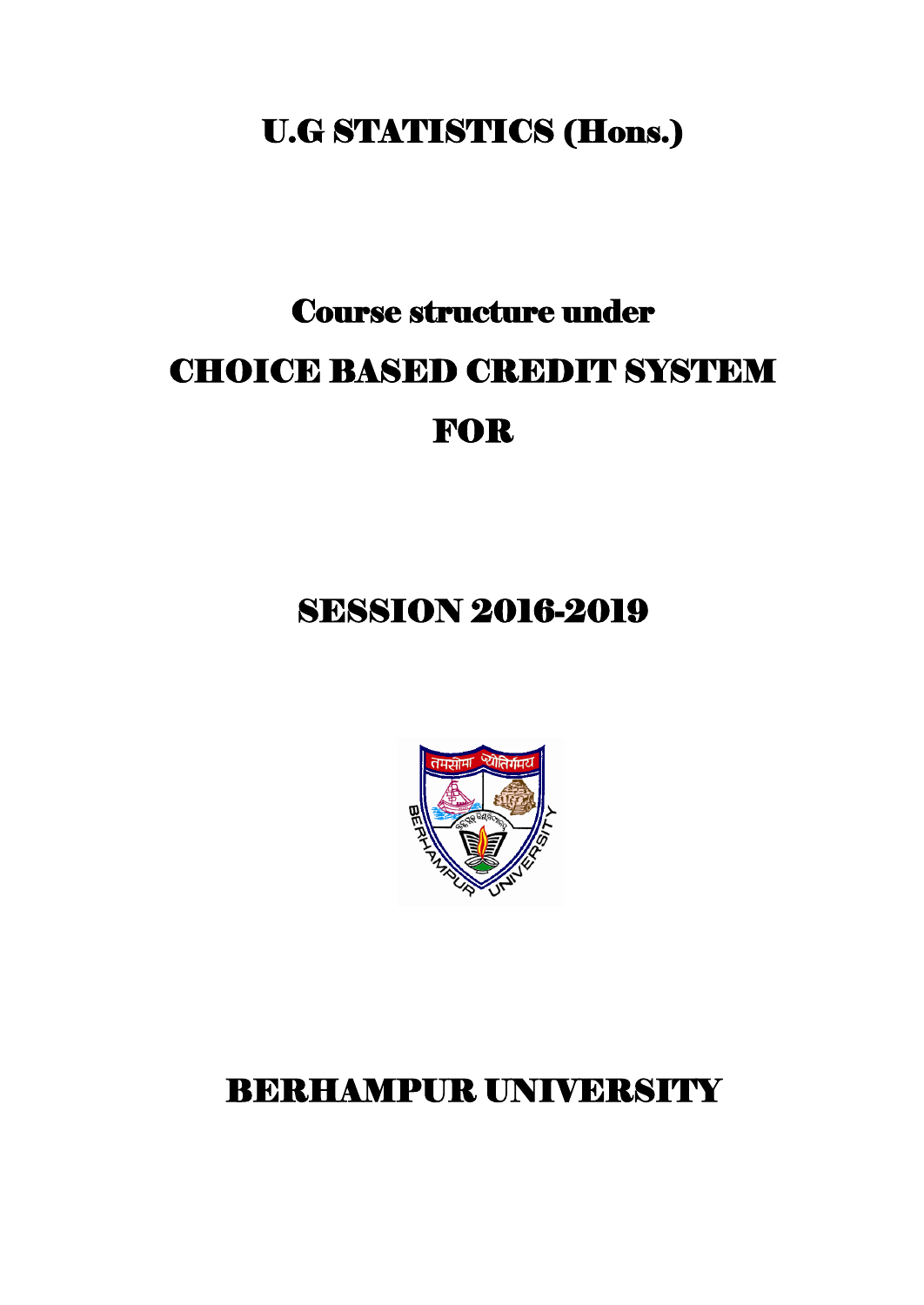# U.G STATISTICS (Hons.)

# Course structure under

# CHOICE BASED CREDIT SYSTEM

# FOR

# SESSION 2016-2019

# BERHAMPUR UNIVERSITY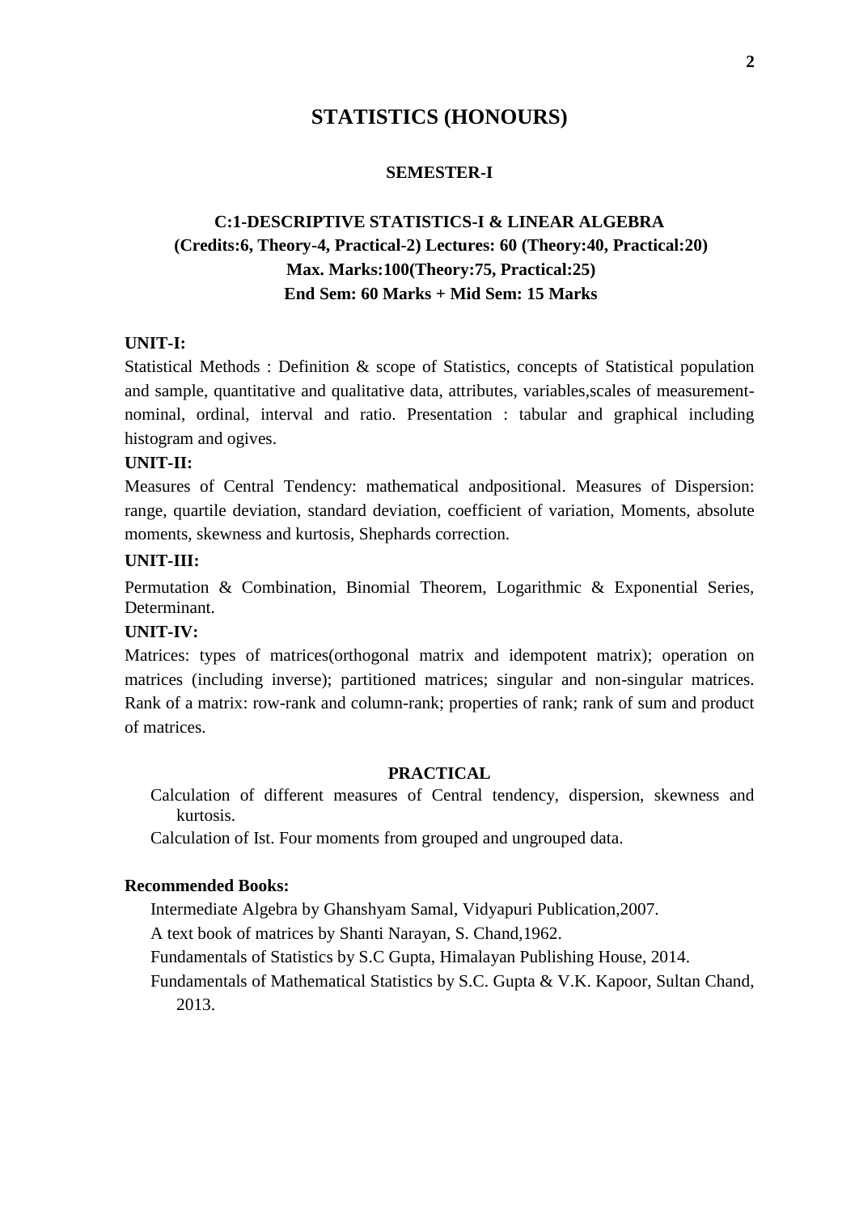# STATISTICS (HONOURS)

## SEMESTER-I

### C:1-DESCRIPTIVE STATISTICS-I & LINEAR ALGEBRA

**(Credits:6, Theory-4, Practical-2) Lectures: 60 (Theory:40, Practical:20)**

**Max. Marks:100(Theory:75, Practical:25)**

**End Sem: 60 Marks + Mid Sem: 15 Marks**

**UNIT-I:**

Statistical Methods : Definition & scope of Statistics, concepts of Statistical population and sample, quantitative and qualitative data, attributes, variables,scales of measurement-nominal, ordinal, interval and ratio. Presentation : tabular and graphical including histogram and ogives.

**UNIT-II:**

Measures of Central Tendency: mathematical andpositional. Measures of Dispersion: range, quartile deviation, standard deviation, coefficient of variation, Moments, absolute moments, skewness and kurtosis, Shephards correction.

**UNIT-III:**

Permutation & Combination, Binomial Theorem, Logarithmic & Exponential Series, Determinant.

**UNIT-IV:**

Matrices: types of matrices(orthogonal matrix and idempotent matrix); operation on matrices (including inverse); partitioned matrices; singular and non-singular matrices. Rank of a matrix: row-rank and column-rank; properties of rank; rank of sum and product of matrices.

**PRACTICAL**

Calculation of different measures of Central tendency, dispersion, skewness and kurtosis.

Calculation of Ist. Four moments from grouped and ungrouped data.

**Recommended Books:**

Intermediate Algebra by Ghanshyam Samal, Vidyapuri Publication,2007.

A text book of matrices by Shanti Narayan, S. Chand,1962.

Fundamentals of Statistics by S.C Gupta, Himalayan Publishing House, 2014.

Fundamentals of Mathematical Statistics by S.C. Gupta & V.K. Kapoor, Sultan Chand, 2013.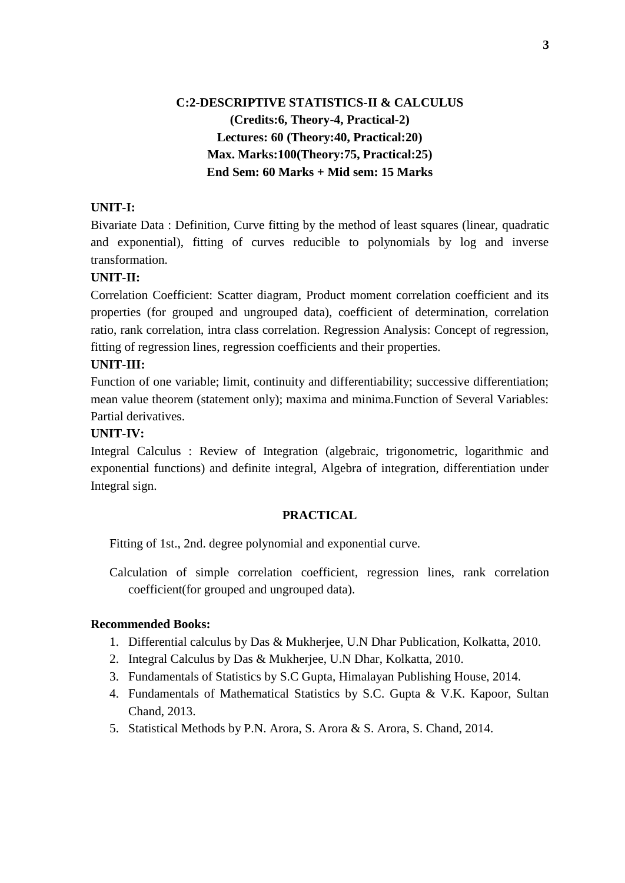## C:2-DESCRIPTIVE STATISTICS-II & CALCULUS

**(Credits:6, Theory-4, Practical-2)**
**Lectures: 60 (Theory:40, Practical:20)**
**Max. Marks:100(Theory:75, Practical:25)**
**End Sem: 60 Marks + Mid sem: 15 Marks**

**UNIT-I:**

Bivariate Data : Definition, Curve fitting by the method of least squares (linear, quadratic and exponential), fitting of curves reducible to polynomials by log and inverse transformation.

**UNIT-II:**

Correlation Coefficient: Scatter diagram, Product moment correlation coefficient and its properties (for grouped and ungrouped data), coefficient of determination, correlation ratio, rank correlation, intra class correlation. Regression Analysis: Concept of regression, fitting of regression lines, regression coefficients and their properties.

**UNIT-III:**

Function of one variable; limit, continuity and differentiability; successive differentiation; mean value theorem (statement only); maxima and minima.Function of Several Variables: Partial derivatives.

**UNIT-IV:**

Integral Calculus : Review of Integration (algebraic, trigonometric, logarithmic and exponential functions) and definite integral, Algebra of integration, differentiation under Integral sign.

**PRACTICAL**

Fitting of 1st., 2nd. degree polynomial and exponential curve.

Calculation of simple correlation coefficient, regression lines, rank correlation coefficient(for grouped and ungrouped data).

**Recommended Books:**

1. Differential calculus by Das & Mukherjee, U.N Dhar Publication, Kolkatta, 2010.
2. Integral Calculus by Das & Mukherjee, U.N Dhar, Kolkatta, 2010.
3. Fundamentals of Statistics by S.C Gupta, Himalayan Publishing House, 2014.
4. Fundamentals of Mathematical Statistics by S.C. Gupta & V.K. Kapoor, Sultan Chand, 2013.
5. Statistical Methods by P.N. Arora, S. Arora & S. Arora, S. Chand, 2014.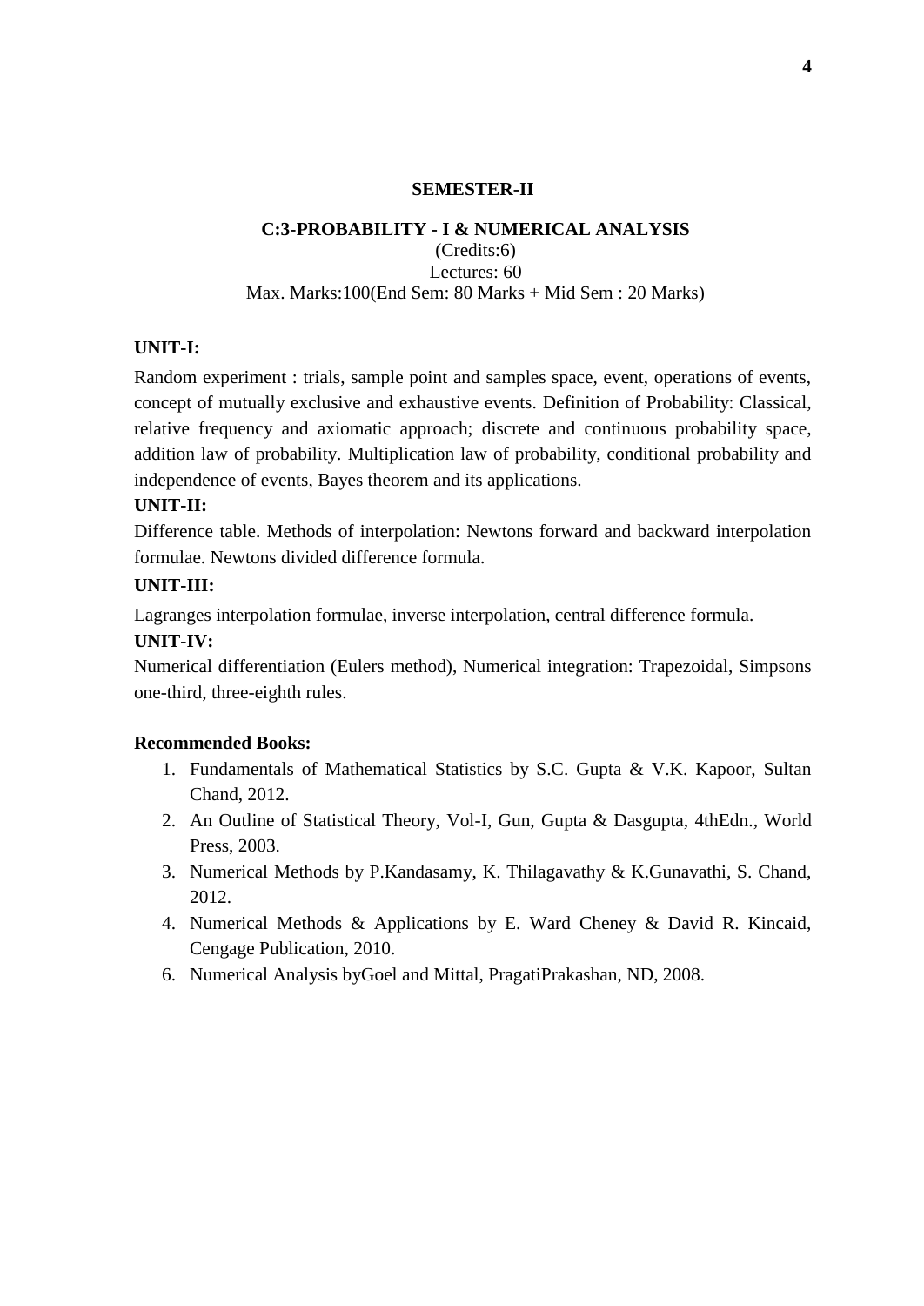## SEMESTER-II

### C:3-PROBABILITY - I & NUMERICAL ANALYSIS

(Credits:6)
Lectures: 60
Max. Marks:100(End Sem: 80 Marks + Mid Sem : 20 Marks)

**UNIT-I:**

Random experiment : trials, sample point and samples space, event, operations of events, concept of mutually exclusive and exhaustive events. Definition of Probability: Classical, relative frequency and axiomatic approach; discrete and continuous probability space, addition law of probability. Multiplication law of probability, conditional probability and independence of events, Bayes theorem and its applications.

**UNIT-II:**

Difference table. Methods of interpolation: Newtons forward and backward interpolation formulae. Newtons divided difference formula.

**UNIT-III:**

Lagranges interpolation formulae, inverse interpolation, central difference formula.

**UNIT-IV:**

Numerical differentiation (Eulers method), Numerical integration: Trapezoidal, Simpsons one-third, three-eighth rules.

**Recommended Books:**

1. Fundamentals of Mathematical Statistics by S.C. Gupta & V.K. Kapoor, Sultan Chand, 2012.
2. An Outline of Statistical Theory, Vol-I, Gun, Gupta & Dasgupta, 4thEdn., World Press, 2003.
3. Numerical Methods by P.Kandasamy, K. Thilagavathy & K.Gunavathi, S. Chand, 2012.
4. Numerical Methods & Applications by E. Ward Cheney & David R. Kincaid, Cengage Publication, 2010.
6. Numerical Analysis byGoel and Mittal, PragatiPrakashan, ND, 2008.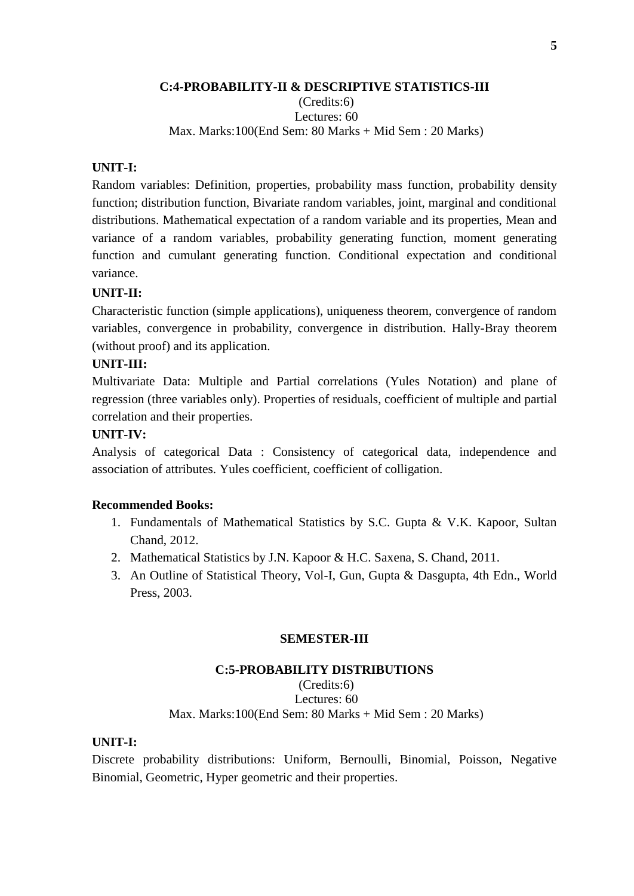## C:4-PROBABILITY-II & DESCRIPTIVE STATISTICS-III

(Credits:6)
Lectures: 60
Max. Marks:100(End Sem: 80 Marks + Mid Sem : 20 Marks)

**UNIT-I:**

Random variables: Definition, properties, probability mass function, probability density function; distribution function, Bivariate random variables, joint, marginal and conditional distributions. Mathematical expectation of a random variable and its properties, Mean and variance of a random variables, probability generating function, moment generating function and cumulant generating function. Conditional expectation and conditional variance.

**UNIT-II:**

Characteristic function (simple applications), uniqueness theorem, convergence of random variables, convergence in probability, convergence in distribution. Hally-Bray theorem (without proof) and its application.

**UNIT-III:**

Multivariate Data: Multiple and Partial correlations (Yules Notation) and plane of regression (three variables only). Properties of residuals, coefficient of multiple and partial correlation and their properties.

**UNIT-IV:**

Analysis of categorical Data : Consistency of categorical data, independence and association of attributes. Yules coefficient, coefficient of colligation.

**Recommended Books:**

1. Fundamentals of Mathematical Statistics by S.C. Gupta & V.K. Kapoor, Sultan Chand, 2012.
2. Mathematical Statistics by J.N. Kapoor & H.C. Saxena, S. Chand, 2011.
3. An Outline of Statistical Theory, Vol-I, Gun, Gupta & Dasgupta, 4th Edn., World Press, 2003.

# SEMESTER-III

## C:5-PROBABILITY DISTRIBUTIONS

(Credits:6)
Lectures: 60
Max. Marks:100(End Sem: 80 Marks + Mid Sem : 20 Marks)

**UNIT-I:**

Discrete probability distributions: Uniform, Bernoulli, Binomial, Poisson, Negative Binomial, Geometric, Hyper geometric and their properties.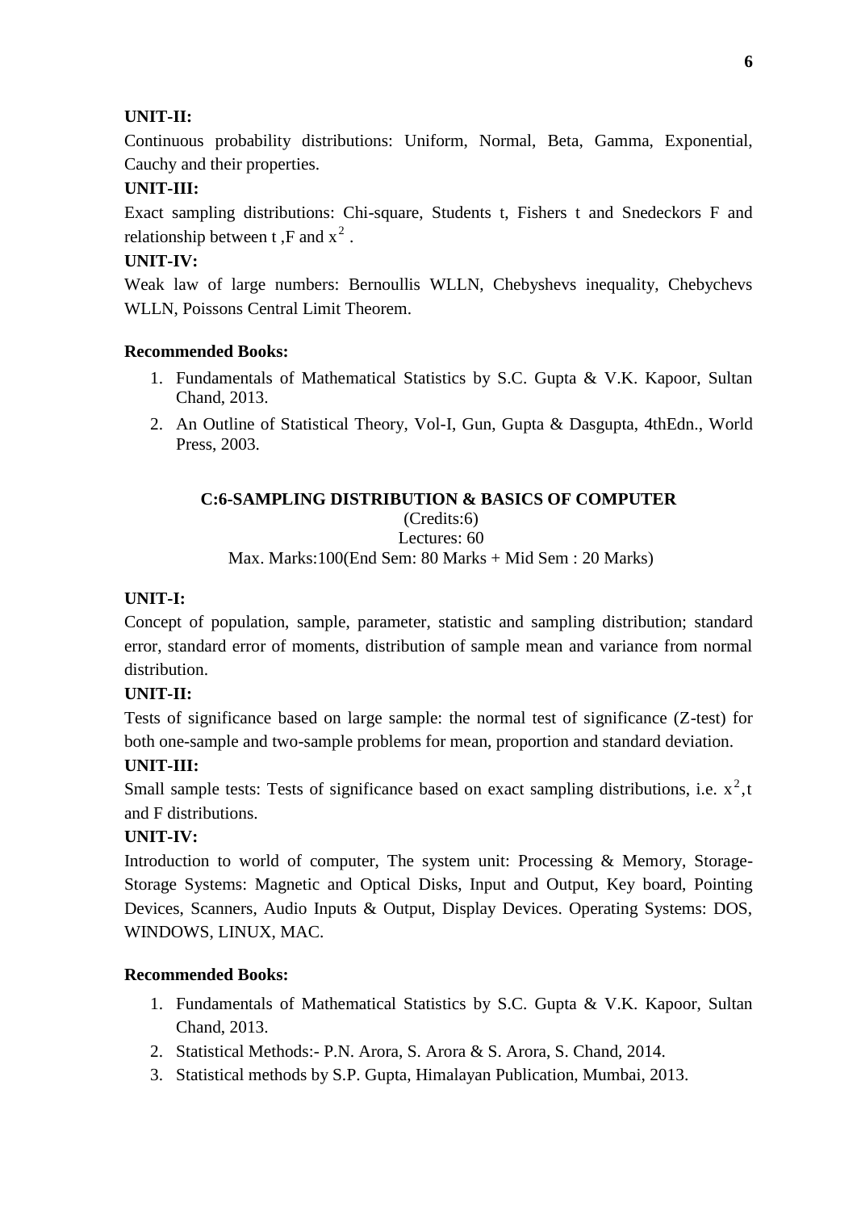**UNIT-II:**

Continuous probability distributions: Uniform, Normal, Beta, Gamma, Exponential, Cauchy and their properties.

**UNIT-III:**

Exact sampling distributions: Chi-square, Students t, Fishers t and Snedeckors F and relationship between t ,F and $x^2$ .

**UNIT-IV:**

Weak law of large numbers: Bernoullis WLLN, Chebyshevs inequality, Chebychevs WLLN, Poissons Central Limit Theorem.

**Recommended Books:**

1. Fundamentals of Mathematical Statistics by S.C. Gupta & V.K. Kapoor, Sultan Chand, 2013.
2. An Outline of Statistical Theory, Vol-I, Gun, Gupta & Dasgupta, 4thEdn., World Press, 2003.

## C:6-SAMPLING DISTRIBUTION & BASICS OF COMPUTER

(Credits:6)

Lectures: 60

Max. Marks:100(End Sem: 80 Marks + Mid Sem : 20 Marks)

**UNIT-I:**

Concept of population, sample, parameter, statistic and sampling distribution; standard error, standard error of moments, distribution of sample mean and variance from normal distribution.

**UNIT-II:**

Tests of significance based on large sample: the normal test of significance (Z-test) for both one-sample and two-sample problems for mean, proportion and standard deviation.

**UNIT-III:**

Small sample tests: Tests of significance based on exact sampling distributions, i.e. $x^2$,t and F distributions.

**UNIT-IV:**

Introduction to world of computer, The system unit: Processing & Memory, Storage-Storage Systems: Magnetic and Optical Disks, Input and Output, Key board, Pointing Devices, Scanners, Audio Inputs & Output, Display Devices. Operating Systems: DOS, WINDOWS, LINUX, MAC.

**Recommended Books:**

1. Fundamentals of Mathematical Statistics by S.C. Gupta & V.K. Kapoor, Sultan Chand, 2013.
2. Statistical Methods:- P.N. Arora, S. Arora & S. Arora, S. Chand, 2014.
3. Statistical methods by S.P. Gupta, Himalayan Publication, Mumbai, 2013.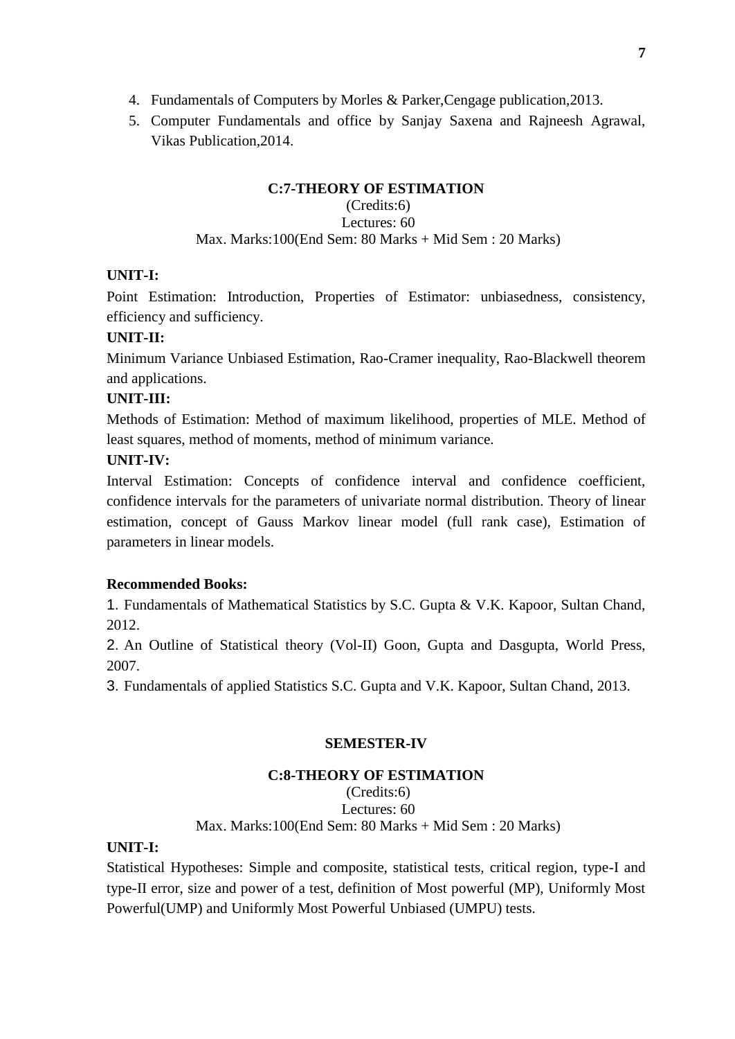4. Fundamentals of Computers by Morles & Parker,Cengage publication,2013.
5. Computer Fundamentals and office by Sanjay Saxena and Rajneesh Agrawal, Vikas Publication,2014.

## C:7-THEORY OF ESTIMATION

(Credits:6)
Lectures: 60
Max. Marks:100(End Sem: 80 Marks + Mid Sem : 20 Marks)

**UNIT-I:**

Point Estimation: Introduction, Properties of Estimator: unbiasedness, consistency, efficiency and sufficiency.

**UNIT-II:**

Minimum Variance Unbiased Estimation, Rao-Cramer inequality, Rao-Blackwell theorem and applications.

**UNIT-III:**

Methods of Estimation: Method of maximum likelihood, properties of MLE. Method of least squares, method of moments, method of minimum variance.

**UNIT-IV:**

Interval Estimation: Concepts of confidence interval and confidence coefficient, confidence intervals for the parameters of univariate normal distribution. Theory of linear estimation, concept of Gauss Markov linear model (full rank case), Estimation of parameters in linear models.

**Recommended Books:**

1. Fundamentals of Mathematical Statistics by S.C. Gupta & V.K. Kapoor, Sultan Chand, 2012.
2. An Outline of Statistical theory (Vol-II) Goon, Gupta and Dasgupta, World Press, 2007.
3. Fundamentals of applied Statistics S.C. Gupta and V.K. Kapoor, Sultan Chand, 2013.

# SEMESTER-IV

## C:8-THEORY OF ESTIMATION

(Credits:6)
Lectures: 60
Max. Marks:100(End Sem: 80 Marks + Mid Sem : 20 Marks)

**UNIT-I:**

Statistical Hypotheses: Simple and composite, statistical tests, critical region, type-I and type-II error, size and power of a test, definition of Most powerful (MP), Uniformly Most Powerful(UMP) and Uniformly Most Powerful Unbiased (UMPU) tests.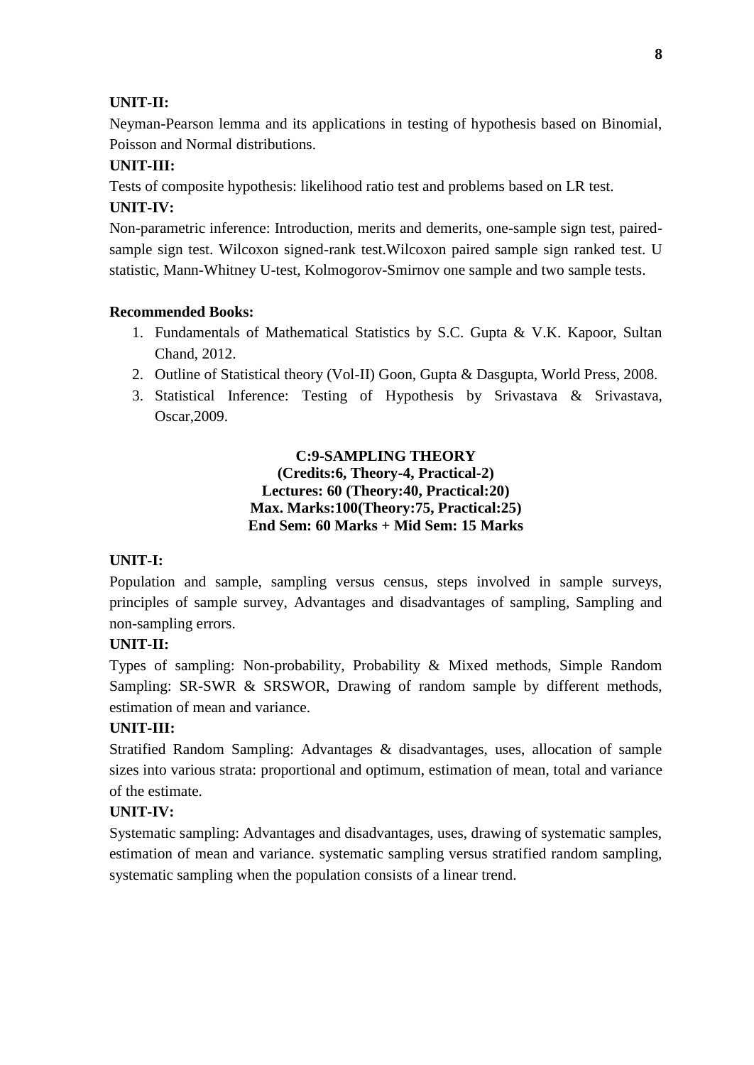**UNIT-II:**

Neyman-Pearson lemma and its applications in testing of hypothesis based on Binomial, Poisson and Normal distributions.

**UNIT-III:**

Tests of composite hypothesis: likelihood ratio test and problems based on LR test.

**UNIT-IV:**

Non-parametric inference: Introduction, merits and demerits, one-sample sign test, paired-sample sign test. Wilcoxon signed-rank test.Wilcoxon paired sample sign ranked test. U statistic, Mann-Whitney U-test, Kolmogorov-Smirnov one sample and two sample tests.

**Recommended Books:**

1. Fundamentals of Mathematical Statistics by S.C. Gupta & V.K. Kapoor, Sultan Chand, 2012.
2. Outline of Statistical theory (Vol-II) Goon, Gupta & Dasgupta, World Press, 2008.
3. Statistical Inference: Testing of Hypothesis by Srivastava & Srivastava, Oscar,2009.

## C:9-SAMPLING THEORY

**(Credits:6, Theory-4, Practical-2)**
**Lectures: 60 (Theory:40, Practical:20)**
**Max. Marks:100(Theory:75, Practical:25)**
**End Sem: 60 Marks + Mid Sem: 15 Marks**

**UNIT-I:**

Population and sample, sampling versus census, steps involved in sample surveys, principles of sample survey, Advantages and disadvantages of sampling, Sampling and non-sampling errors.

**UNIT-II:**

Types of sampling: Non-probability, Probability & Mixed methods, Simple Random Sampling: SR-SWR & SRSWOR, Drawing of random sample by different methods, estimation of mean and variance.

**UNIT-III:**

Stratified Random Sampling: Advantages & disadvantages, uses, allocation of sample sizes into various strata: proportional and optimum, estimation of mean, total and variance of the estimate.

**UNIT-IV:**

Systematic sampling: Advantages and disadvantages, uses, drawing of systematic samples, estimation of mean and variance. systematic sampling versus stratified random sampling, systematic sampling when the population consists of a linear trend.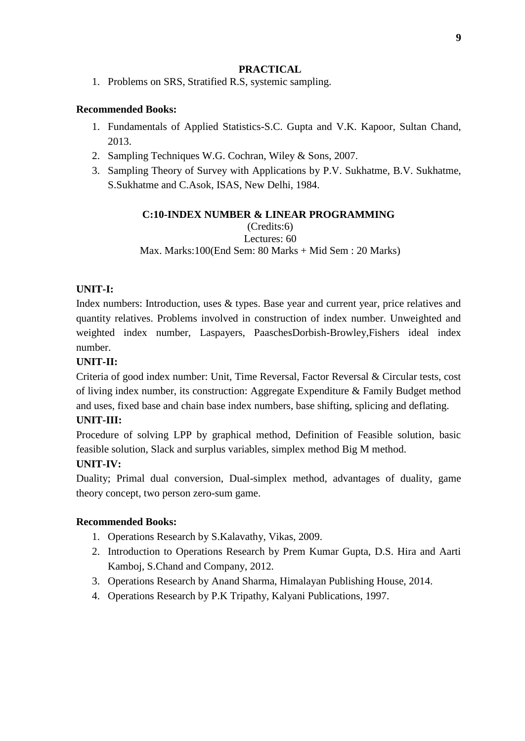### PRACTICAL

1. Problems on SRS, Stratified R.S, systemic sampling.

**Recommended Books:**

1. Fundamentals of Applied Statistics-S.C. Gupta and V.K. Kapoor, Sultan Chand, 2013.
2. Sampling Techniques W.G. Cochran, Wiley & Sons, 2007.
3. Sampling Theory of Survey with Applications by P.V. Sukhatme, B.V. Sukhatme, S.Sukhatme and C.Asok, ISAS, New Delhi, 1984.

## C:10-INDEX NUMBER & LINEAR PROGRAMMING

(Credits:6)
Lectures: 60
Max. Marks:100(End Sem: 80 Marks + Mid Sem : 20 Marks)

**UNIT-I:**

Index numbers: Introduction, uses & types. Base year and current year, price relatives and quantity relatives. Problems involved in construction of index number. Unweighted and weighted index number, Laspayers, PaaschesDorbish-Browley,Fishers ideal index number.

**UNIT-II:**

Criteria of good index number: Unit, Time Reversal, Factor Reversal & Circular tests, cost of living index number, its construction: Aggregate Expenditure & Family Budget method and uses, fixed base and chain base index numbers, base shifting, splicing and deflating.

**UNIT-III:**

Procedure of solving LPP by graphical method, Definition of Feasible solution, basic feasible solution, Slack and surplus variables, simplex method Big M method.

**UNIT-IV:**

Duality; Primal dual conversion, Dual-simplex method, advantages of duality, game theory concept, two person zero-sum game.

**Recommended Books:**

1. Operations Research by S.Kalavathy, Vikas, 2009.
2. Introduction to Operations Research by Prem Kumar Gupta, D.S. Hira and Aarti Kamboj, S.Chand and Company, 2012.
3. Operations Research by Anand Sharma, Himalayan Publishing House, 2014.
4. Operations Research by P.K Tripathy, Kalyani Publications, 1997.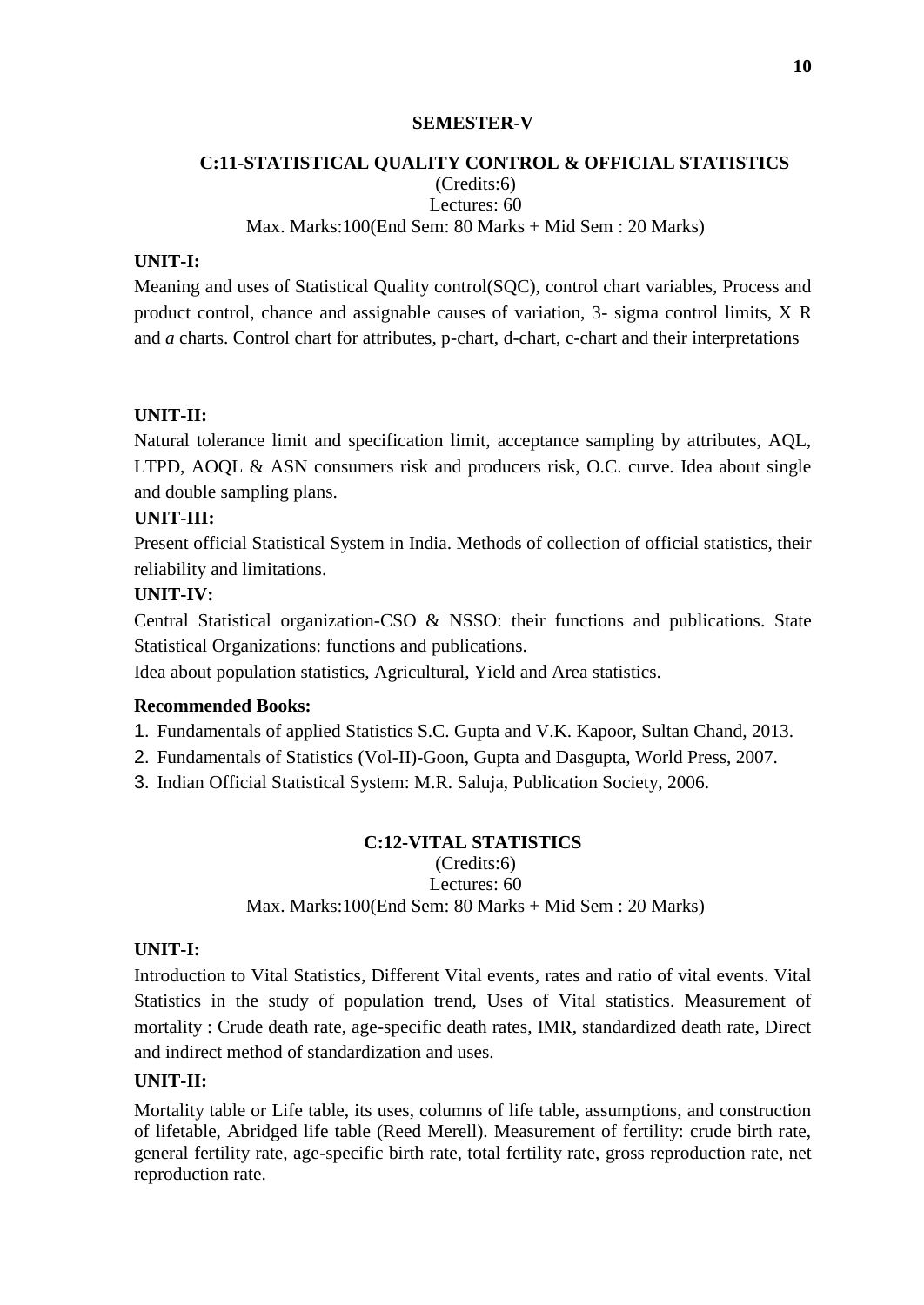## SEMESTER-V

### C:11-STATISTICAL QUALITY CONTROL & OFFICIAL STATISTICS

(Credits:6)
Lectures: 60
Max. Marks:100(End Sem: 80 Marks + Mid Sem : 20 Marks)

**UNIT-I:**

Meaning and uses of Statistical Quality control(SQC), control chart variables, Process and product control, chance and assignable causes of variation, 3- sigma control limits, X R and *a* charts. Control chart for attributes, p-chart, d-chart, c-chart and their interpretations

**UNIT-II:**

Natural tolerance limit and specification limit, acceptance sampling by attributes, AQL, LTPD, AOQL & ASN consumers risk and producers risk, O.C. curve. Idea about single and double sampling plans.

**UNIT-III:**

Present official Statistical System in India. Methods of collection of official statistics, their reliability and limitations.

**UNIT-IV:**

Central Statistical organization-CSO & NSSO: their functions and publications. State Statistical Organizations: functions and publications.

Idea about population statistics, Agricultural, Yield and Area statistics.

**Recommended Books:**

1. Fundamentals of applied Statistics S.C. Gupta and V.K. Kapoor, Sultan Chand, 2013.
2. Fundamentals of Statistics (Vol-II)-Goon, Gupta and Dasgupta, World Press, 2007.
3. Indian Official Statistical System: M.R. Saluja, Publication Society, 2006.

### C:12-VITAL STATISTICS

(Credits:6)
Lectures: 60
Max. Marks:100(End Sem: 80 Marks + Mid Sem : 20 Marks)

**UNIT-I:**

Introduction to Vital Statistics, Different Vital events, rates and ratio of vital events. Vital Statistics in the study of population trend, Uses of Vital statistics. Measurement of mortality : Crude death rate, age-specific death rates, IMR, standardized death rate, Direct and indirect method of standardization and uses.

**UNIT-II:**

Mortality table or Life table, its uses, columns of life table, assumptions, and construction of lifetable, Abridged life table (Reed Merell). Measurement of fertility: crude birth rate, general fertility rate, age-specific birth rate, total fertility rate, gross reproduction rate, net reproduction rate.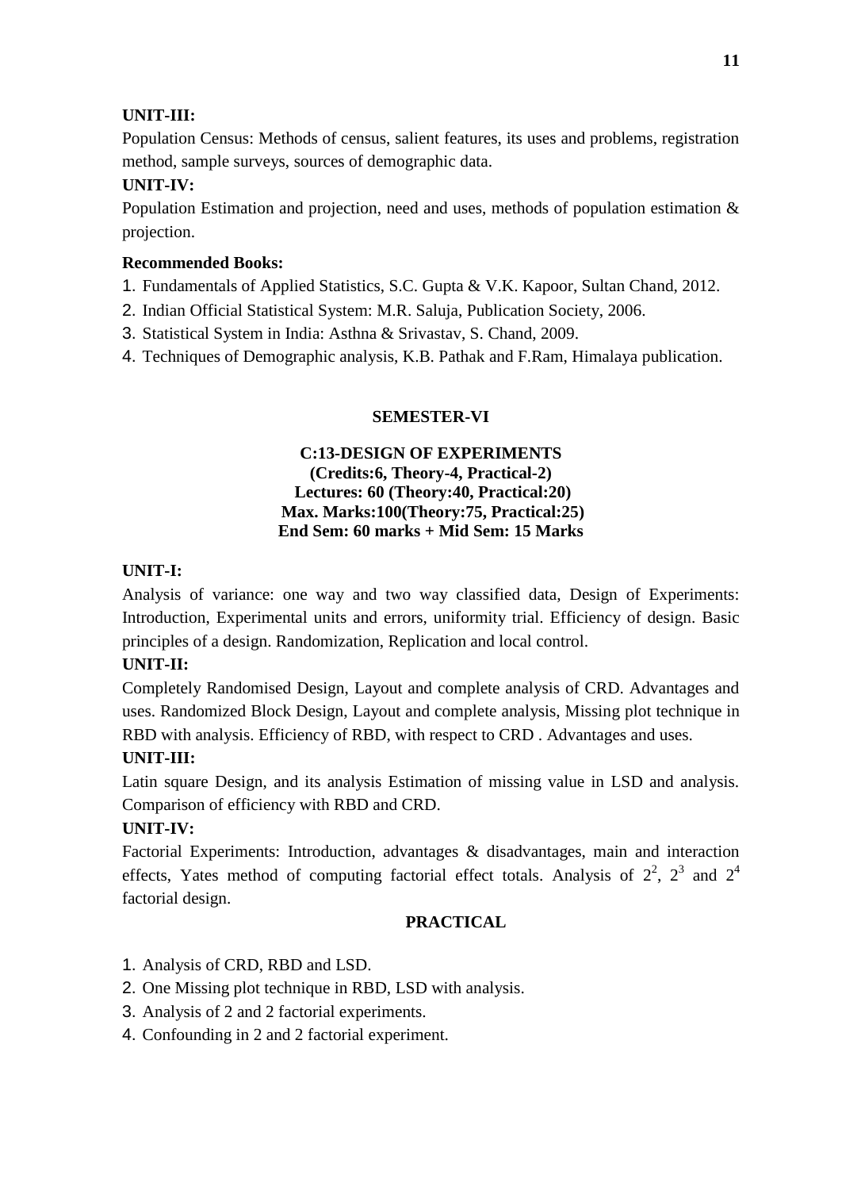**UNIT-III:**

Population Census: Methods of census, salient features, its uses and problems, registration method, sample surveys, sources of demographic data.

**UNIT-IV:**

Population Estimation and projection, need and uses, methods of population estimation & projection.

**Recommended Books:**

1. Fundamentals of Applied Statistics, S.C. Gupta & V.K. Kapoor, Sultan Chand, 2012.
2. Indian Official Statistical System: M.R. Saluja, Publication Society, 2006.
3. Statistical System in India: Asthna & Srivastav, S. Chand, 2009.
4. Techniques of Demographic analysis, K.B. Pathak and F.Ram, Himalaya publication.

## SEMESTER-VI

### C:13-DESIGN OF EXPERIMENTS

**(Credits:6, Theory-4, Practical-2)**
**Lectures: 60 (Theory:40, Practical:20)**
**Max. Marks:100(Theory:75, Practical:25)**
**End Sem: 60 marks + Mid Sem: 15 Marks**

**UNIT-I:**

Analysis of variance: one way and two way classified data, Design of Experiments: Introduction, Experimental units and errors, uniformity trial. Efficiency of design. Basic principles of a design. Randomization, Replication and local control.

**UNIT-II:**

Completely Randomised Design, Layout and complete analysis of CRD. Advantages and uses. Randomized Block Design, Layout and complete analysis, Missing plot technique in RBD with analysis. Efficiency of RBD, with respect to CRD . Advantages and uses.

**UNIT-III:**

Latin square Design, and its analysis Estimation of missing value in LSD and analysis. Comparison of efficiency with RBD and CRD.

**UNIT-IV:**

Factorial Experiments: Introduction, advantages & disadvantages, main and interaction effects, Yates method of computing factorial effect totals. Analysis of $2^2$, $2^3$ and $2^4$ factorial design.

### PRACTICAL

1. Analysis of CRD, RBD and LSD.
2. One Missing plot technique in RBD, LSD with analysis.
3. Analysis of 2 and 2 factorial experiments.
4. Confounding in 2 and 2 factorial experiment.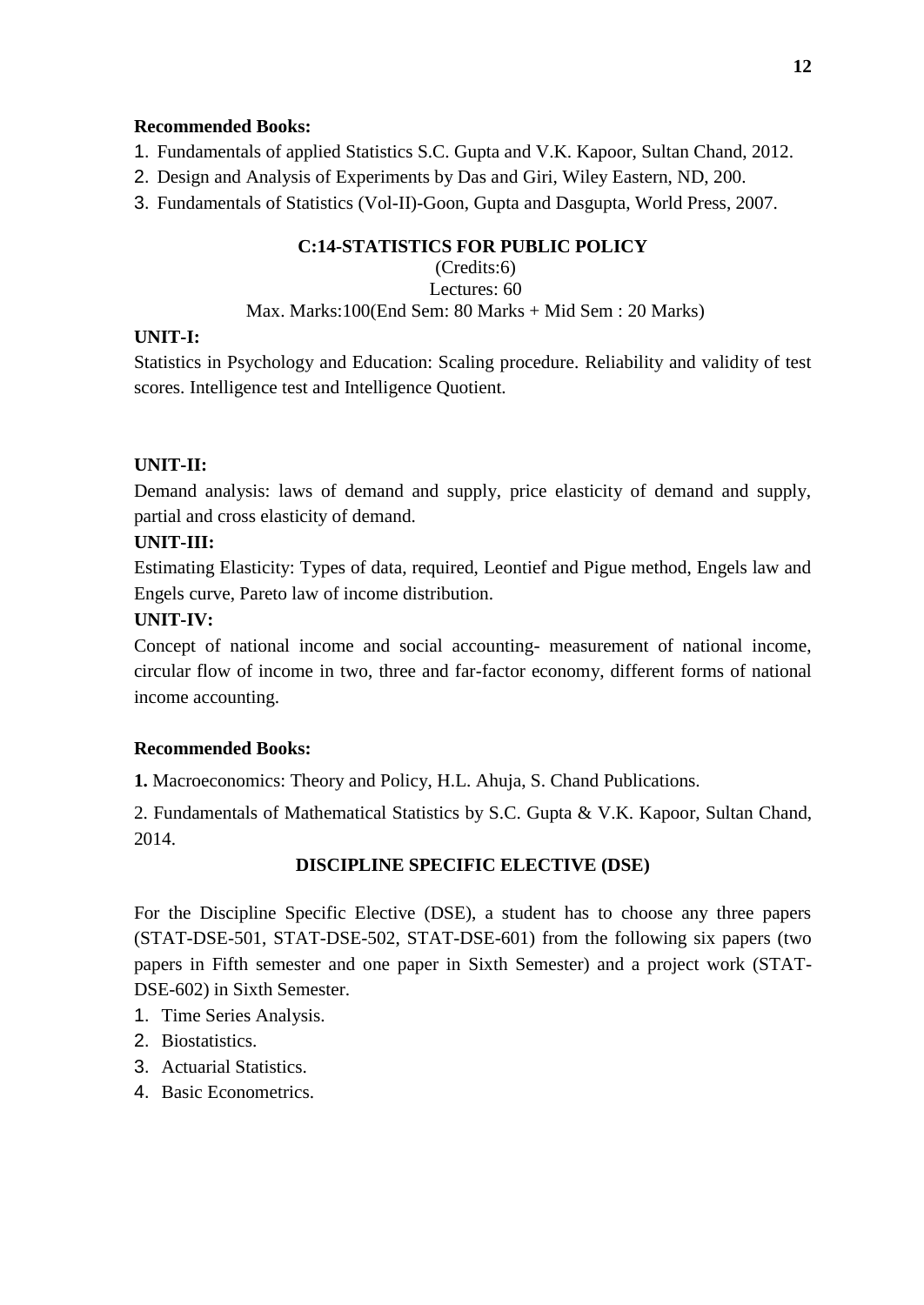**Recommended Books:**

1. Fundamentals of applied Statistics S.C. Gupta and V.K. Kapoor, Sultan Chand, 2012.
2. Design and Analysis of Experiments by Das and Giri, Wiley Eastern, ND, 200.
3. Fundamentals of Statistics (Vol-II)-Goon, Gupta and Dasgupta, World Press, 2007.

## C:14-STATISTICS FOR PUBLIC POLICY

(Credits:6)

Lectures: 60

Max. Marks:100(End Sem: 80 Marks + Mid Sem : 20 Marks)

**UNIT-I:**

Statistics in Psychology and Education: Scaling procedure. Reliability and validity of test scores. Intelligence test and Intelligence Quotient.

**UNIT-II:**

Demand analysis: laws of demand and supply, price elasticity of demand and supply, partial and cross elasticity of demand.

**UNIT-III:**

Estimating Elasticity: Types of data, required, Leontief and Pigue method, Engels law and Engels curve, Pareto law of income distribution.

**UNIT-IV:**

Concept of national income and social accounting- measurement of national income, circular flow of income in two, three and far-factor economy, different forms of national income accounting.

**Recommended Books:**

**1.** Macroeconomics: Theory and Policy, H.L. Ahuja, S. Chand Publications.

2. Fundamentals of Mathematical Statistics by S.C. Gupta & V.K. Kapoor, Sultan Chand, 2014.

## DISCIPLINE SPECIFIC ELECTIVE (DSE)

For the Discipline Specific Elective (DSE), a student has to choose any three papers (STAT-DSE-501, STAT-DSE-502, STAT-DSE-601) from the following six papers (two papers in Fifth semester and one paper in Sixth Semester) and a project work (STAT-DSE-602) in Sixth Semester.

1. Time Series Analysis.
2. Biostatistics.
3. Actuarial Statistics.
4. Basic Econometrics.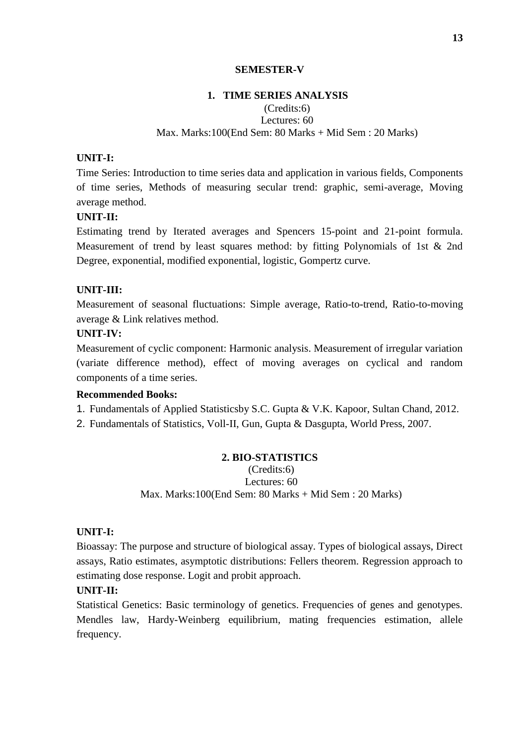# SEMESTER-V

## 1. TIME SERIES ANALYSIS

(Credits:6)
Lectures: 60
Max. Marks:100(End Sem: 80 Marks + Mid Sem : 20 Marks)

**UNIT-I:**

Time Series: Introduction to time series data and application in various fields, Components of time series, Methods of measuring secular trend: graphic, semi-average, Moving average method.

**UNIT-II:**

Estimating trend by Iterated averages and Spencers 15-point and 21-point formula. Measurement of trend by least squares method: by fitting Polynomials of 1st & 2nd Degree, exponential, modified exponential, logistic, Gompertz curve.

**UNIT-III:**

Measurement of seasonal fluctuations: Simple average, Ratio-to-trend, Ratio-to-moving average & Link relatives method.

**UNIT-IV:**

Measurement of cyclic component: Harmonic analysis. Measurement of irregular variation (variate difference method), effect of moving averages on cyclical and random components of a time series.

**Recommended Books:**

1. Fundamentals of Applied Statisticsby S.C. Gupta & V.K. Kapoor, Sultan Chand, 2012.
2. Fundamentals of Statistics, Voll-II, Gun, Gupta & Dasgupta, World Press, 2007.

## 2. BIO-STATISTICS

(Credits:6)
Lectures: 60
Max. Marks:100(End Sem: 80 Marks + Mid Sem : 20 Marks)

**UNIT-I:**

Bioassay: The purpose and structure of biological assay. Types of biological assays, Direct assays, Ratio estimates, asymptotic distributions: Fellers theorem. Regression approach to estimating dose response. Logit and probit approach.

**UNIT-II:**

Statistical Genetics: Basic terminology of genetics. Frequencies of genes and genotypes. Mendles law, Hardy-Weinberg equilibrium, mating frequencies estimation, allele frequency.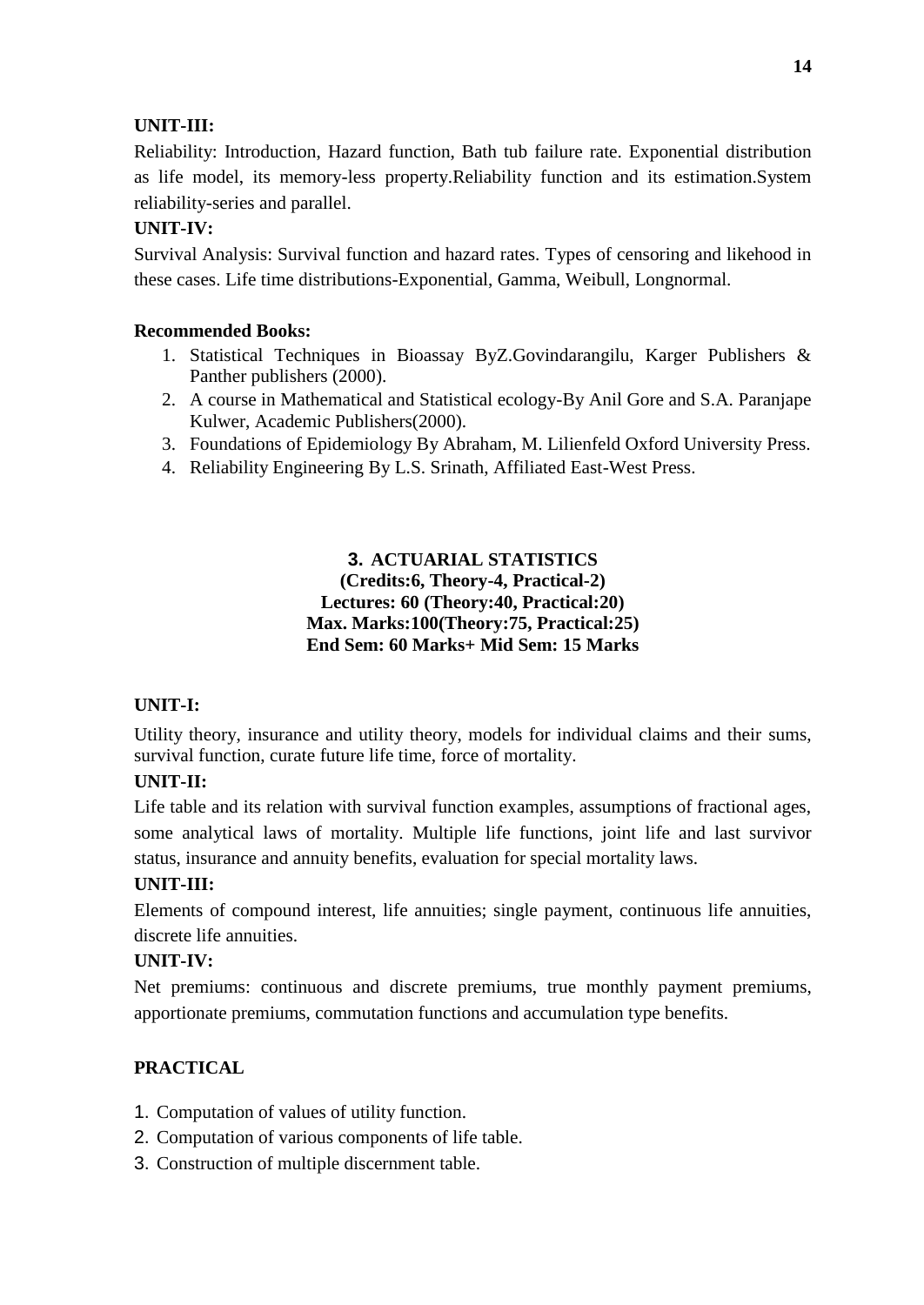**UNIT-III:**

Reliability: Introduction, Hazard function, Bath tub failure rate. Exponential distribution as life model, its memory-less property.Reliability function and its estimation.System reliability-series and parallel.

**UNIT-IV:**

Survival Analysis: Survival function and hazard rates. Types of censoring and likehood in these cases. Life time distributions-Exponential, Gamma, Weibull, Longnormal.

**Recommended Books:**

1. Statistical Techniques in Bioassay ByZ.Govindarangilu, Karger Publishers & Panther publishers (2000).
2. A course in Mathematical and Statistical ecology-By Anil Gore and S.A. Paranjape Kulwer, Academic Publishers(2000).
3. Foundations of Epidemiology By Abraham, M. Lilienfeld Oxford University Press.
4. Reliability Engineering By L.S. Srinath, Affiliated East-West Press.

## 3. ACTUARIAL STATISTICS

**(Credits:6, Theory-4, Practical-2)**
**Lectures: 60 (Theory:40, Practical:20)**
**Max. Marks:100(Theory:75, Practical:25)**
**End Sem: 60 Marks+ Mid Sem: 15 Marks**

**UNIT-I:**

Utility theory, insurance and utility theory, models for individual claims and their sums, survival function, curate future life time, force of mortality.

**UNIT-II:**

Life table and its relation with survival function examples, assumptions of fractional ages, some analytical laws of mortality. Multiple life functions, joint life and last survivor status, insurance and annuity benefits, evaluation for special mortality laws.

**UNIT-III:**

Elements of compound interest, life annuities; single payment, continuous life annuities, discrete life annuities.

**UNIT-IV:**

Net premiums: continuous and discrete premiums, true monthly payment premiums, apportionate premiums, commutation functions and accumulation type benefits.

**PRACTICAL**

1. Computation of values of utility function.
2. Computation of various components of life table.
3. Construction of multiple discernment table.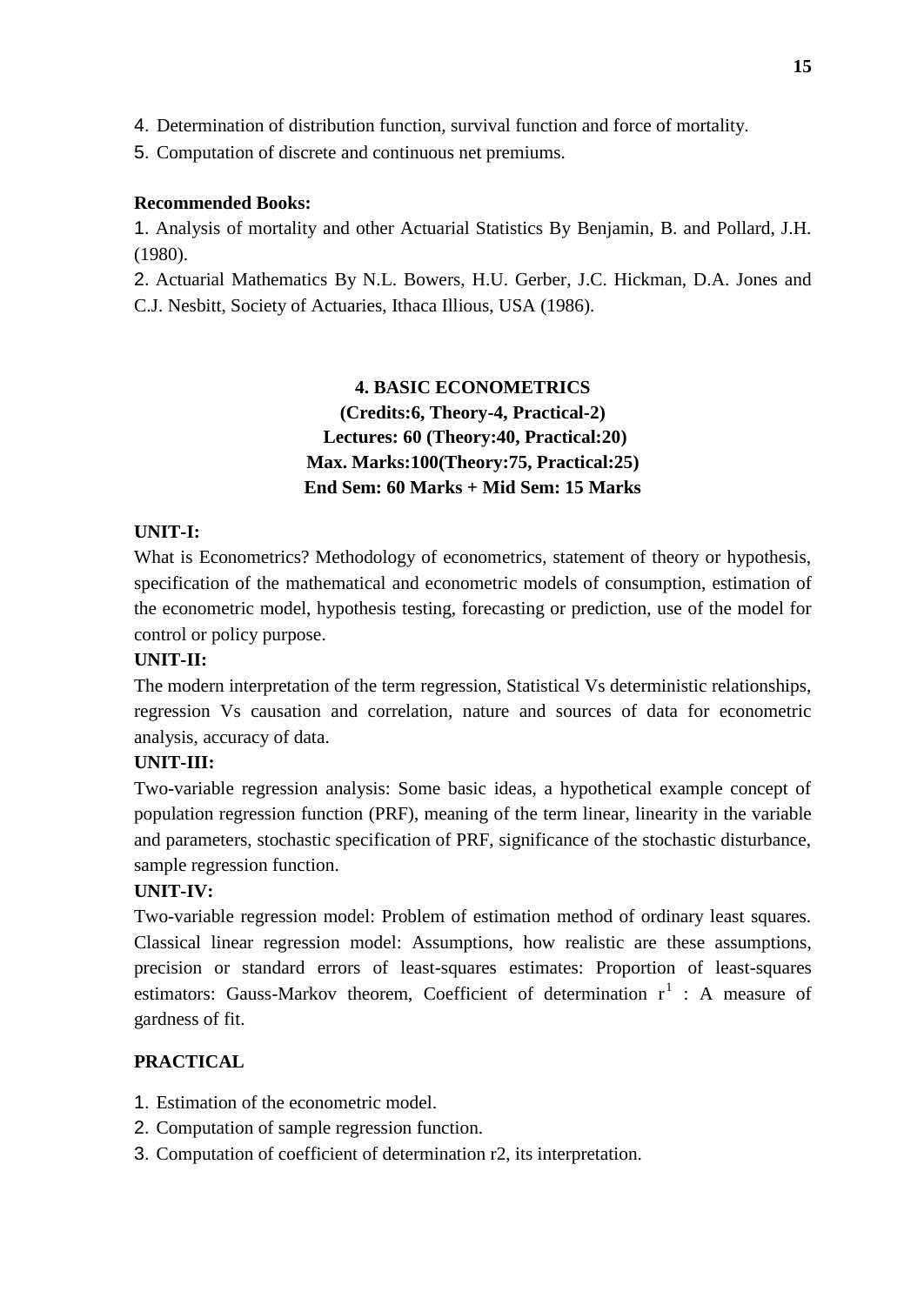4. Determination of distribution function, survival function and force of mortality.
5. Computation of discrete and continuous net premiums.

**Recommended Books:**

1. Analysis of mortality and other Actuarial Statistics By Benjamin, B. and Pollard, J.H. (1980).
2. Actuarial Mathematics By N.L. Bowers, H.U. Gerber, J.C. Hickman, D.A. Jones and C.J. Nesbitt, Society of Actuaries, Ithaca Illious, USA (1986).

## 4. BASIC ECONOMETRICS

**(Credits:6, Theory-4, Practical-2)**
**Lectures: 60 (Theory:40, Practical:20)**
**Max. Marks:100(Theory:75, Practical:25)**
**End Sem: 60 Marks + Mid Sem: 15 Marks**

**UNIT-I:**

What is Econometrics? Methodology of econometrics, statement of theory or hypothesis, specification of the mathematical and econometric models of consumption, estimation of the econometric model, hypothesis testing, forecasting or prediction, use of the model for control or policy purpose.

**UNIT-II:**

The modern interpretation of the term regression, Statistical Vs deterministic relationships, regression Vs causation and correlation, nature and sources of data for econometric analysis, accuracy of data.

**UNIT-III:**

Two-variable regression analysis: Some basic ideas, a hypothetical example concept of population regression function (PRF), meaning of the term linear, linearity in the variable and parameters, stochastic specification of PRF, significance of the stochastic disturbance, sample regression function.

**UNIT-IV:**

Two-variable regression model: Problem of estimation method of ordinary least squares. Classical linear regression model: Assumptions, how realistic are these assumptions, precision or standard errors of least-squares estimates: Proportion of least-squares estimators: Gauss-Markov theorem, Coefficient of determination $r^1$ : A measure of gardness of fit.

**PRACTICAL**

1. Estimation of the econometric model.
2. Computation of sample regression function.
3. Computation of coefficient of determination r2, its interpretation.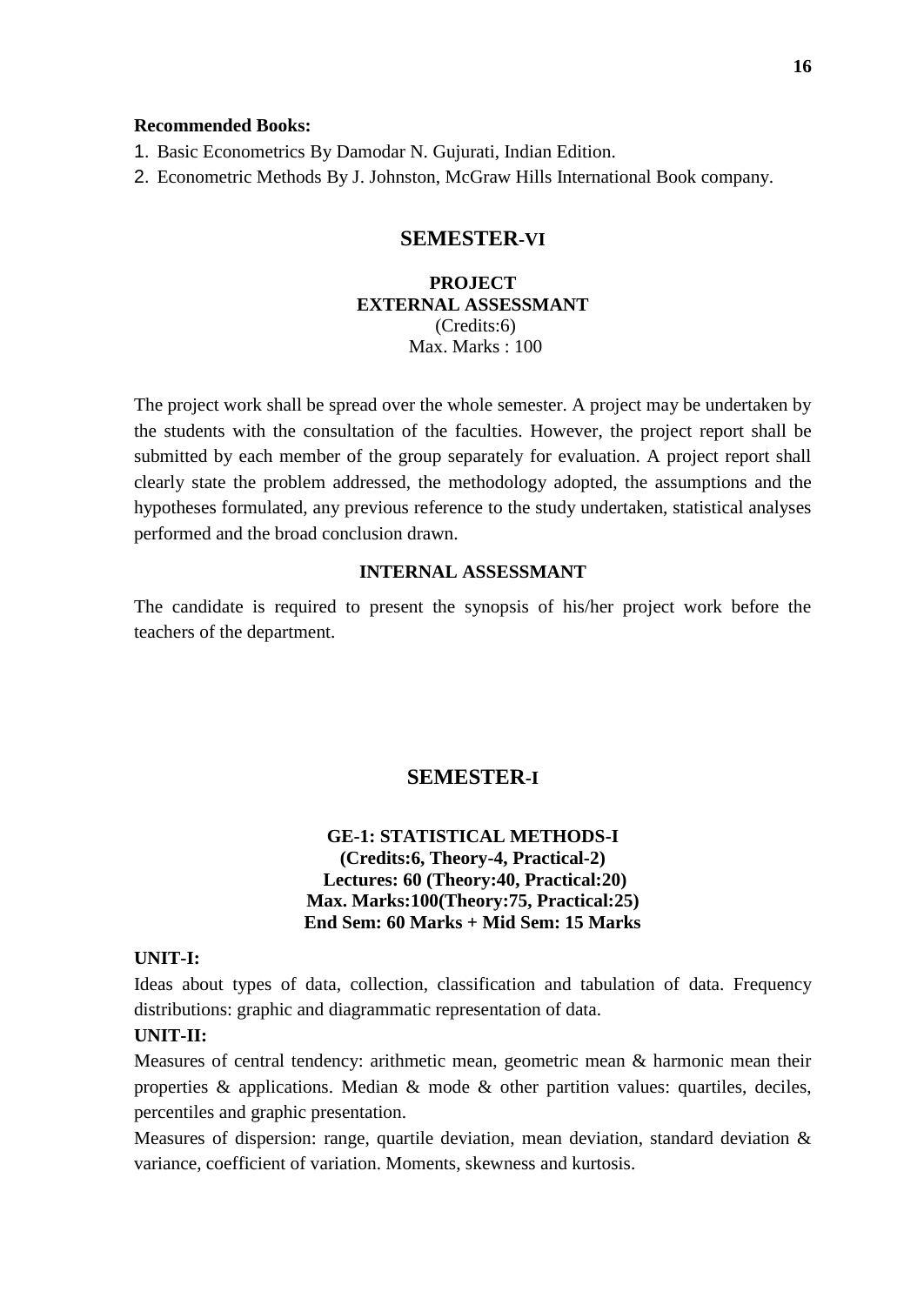**Recommended Books:**

1. Basic Econometrics By Damodar N. Gujurati, Indian Edition.
2. Econometric Methods By J. Johnston, McGraw Hills International Book company.

## SEMESTER-VI

### PROJECT
### EXTERNAL ASSESSMANT

(Credits:6)
Max. Marks : 100

The project work shall be spread over the whole semester. A project may be undertaken by the students with the consultation of the faculties. However, the project report shall be submitted by each member of the group separately for evaluation. A project report shall clearly state the problem addressed, the methodology adopted, the assumptions and the hypotheses formulated, any previous reference to the study undertaken, statistical analyses performed and the broad conclusion drawn.

### INTERNAL ASSESSMANT

The candidate is required to present the synopsis of his/her project work before the teachers of the department.

## SEMESTER-I

### GE-1: STATISTICAL METHODS-I

**(Credits:6, Theory-4, Practical-2)**
**Lectures: 60 (Theory:40, Practical:20)**
**Max. Marks:100(Theory:75, Practical:25)**
**End Sem: 60 Marks + Mid Sem: 15 Marks**

**UNIT-I:**

Ideas about types of data, collection, classification and tabulation of data. Frequency distributions: graphic and diagrammatic representation of data.

**UNIT-II:**

Measures of central tendency: arithmetic mean, geometric mean & harmonic mean their properties & applications. Median & mode & other partition values: quartiles, deciles, percentiles and graphic presentation.

Measures of dispersion: range, quartile deviation, mean deviation, standard deviation & variance, coefficient of variation. Moments, skewness and kurtosis.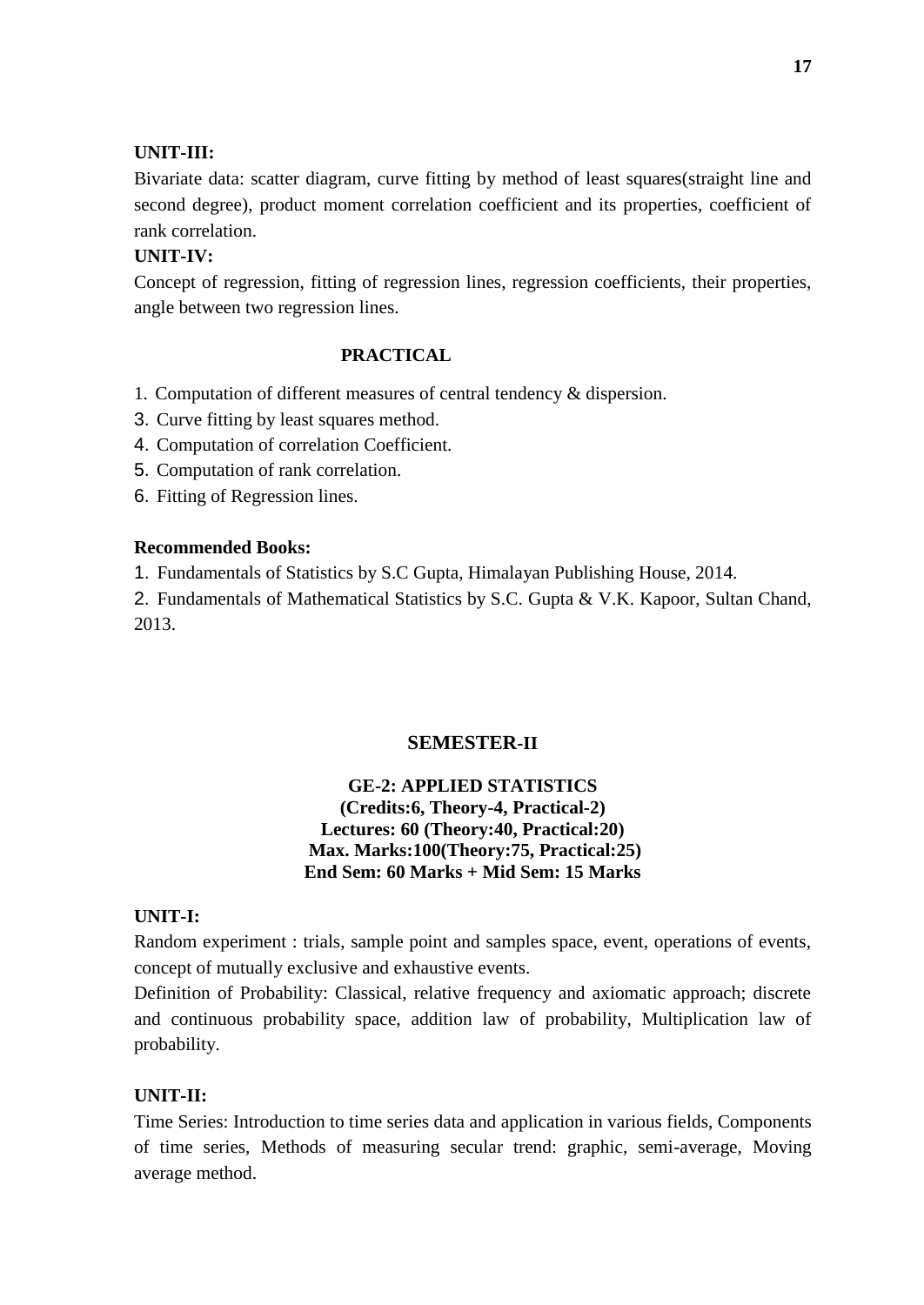**UNIT-III:**

Bivariate data: scatter diagram, curve fitting by method of least squares(straight line and second degree), product moment correlation coefficient and its properties, coefficient of rank correlation.

**UNIT-IV:**

Concept of regression, fitting of regression lines, regression coefficients, their properties, angle between two regression lines.

**PRACTICAL**

1. Computation of different measures of central tendency & dispersion.
3. Curve fitting by least squares method.
4. Computation of correlation Coefficient.
5. Computation of rank correlation.
6. Fitting of Regression lines.

**Recommended Books:**

1. Fundamentals of Statistics by S.C Gupta, Himalayan Publishing House, 2014.
2. Fundamentals of Mathematical Statistics by S.C. Gupta & V.K. Kapoor, Sultan Chand, 2013.

## SEMESTER-II

### GE-2: APPLIED STATISTICS

**(Credits:6, Theory-4, Practical-2)**
**Lectures: 60 (Theory:40, Practical:20)**
**Max. Marks:100(Theory:75, Practical:25)**
**End Sem: 60 Marks + Mid Sem: 15 Marks**

**UNIT-I:**

Random experiment : trials, sample point and samples space, event, operations of events, concept of mutually exclusive and exhaustive events.

Definition of Probability: Classical, relative frequency and axiomatic approach; discrete and continuous probability space, addition law of probability, Multiplication law of probability.

**UNIT-II:**

Time Series: Introduction to time series data and application in various fields, Components of time series, Methods of measuring secular trend: graphic, semi-average, Moving average method.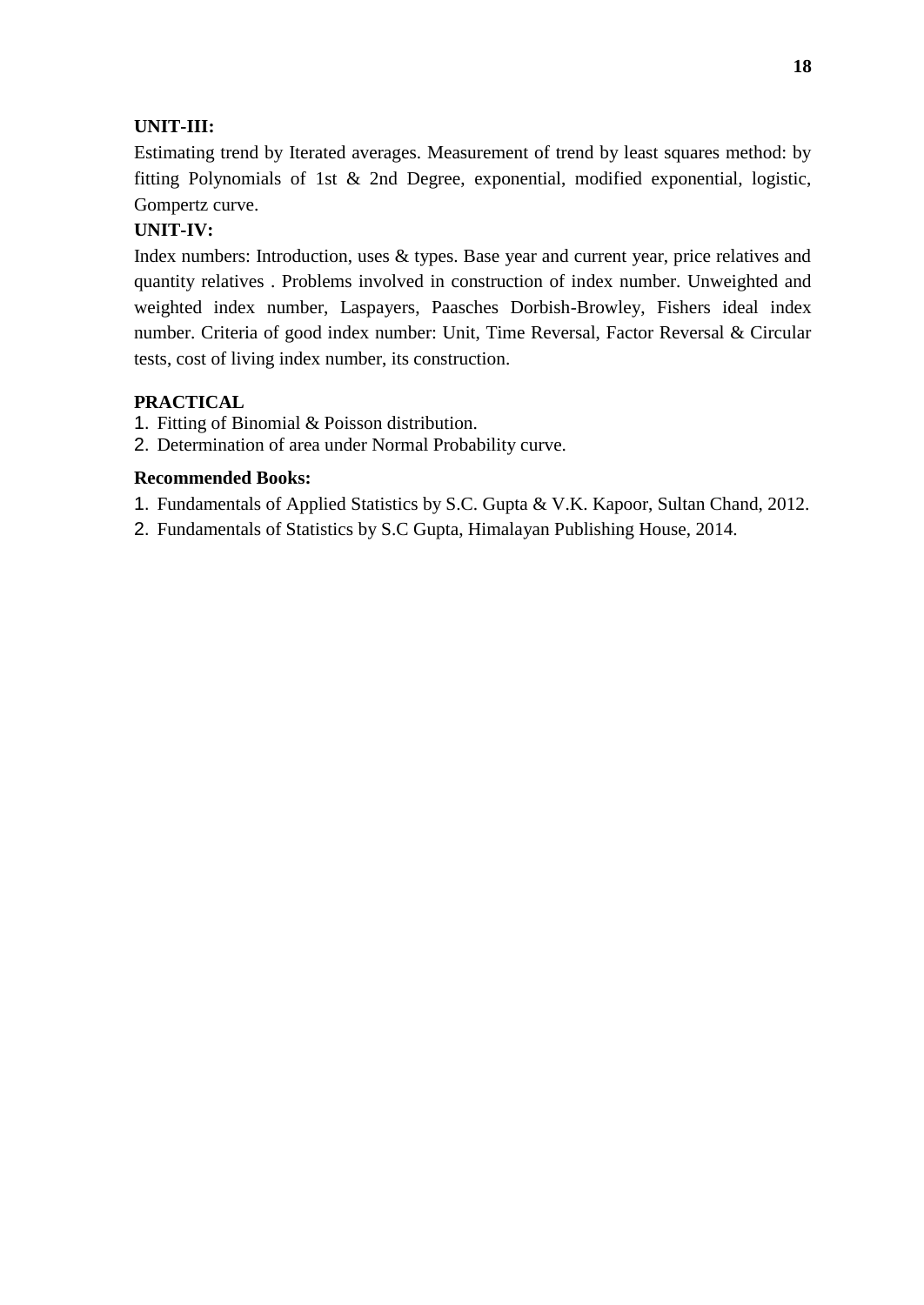**UNIT-III:**

Estimating trend by Iterated averages. Measurement of trend by least squares method: by fitting Polynomials of 1st & 2nd Degree, exponential, modified exponential, logistic, Gompertz curve.

**UNIT-IV:**

Index numbers: Introduction, uses & types. Base year and current year, price relatives and quantity relatives . Problems involved in construction of index number. Unweighted and weighted index number, Laspayers, Paasches Dorbish-Browley, Fishers ideal index number. Criteria of good index number: Unit, Time Reversal, Factor Reversal & Circular tests, cost of living index number, its construction.

**PRACTICAL**

1. Fitting of Binomial & Poisson distribution.
2. Determination of area under Normal Probability curve.

**Recommended Books:**

1. Fundamentals of Applied Statistics by S.C. Gupta & V.K. Kapoor, Sultan Chand, 2012.
2. Fundamentals of Statistics by S.C Gupta, Himalayan Publishing House, 2014.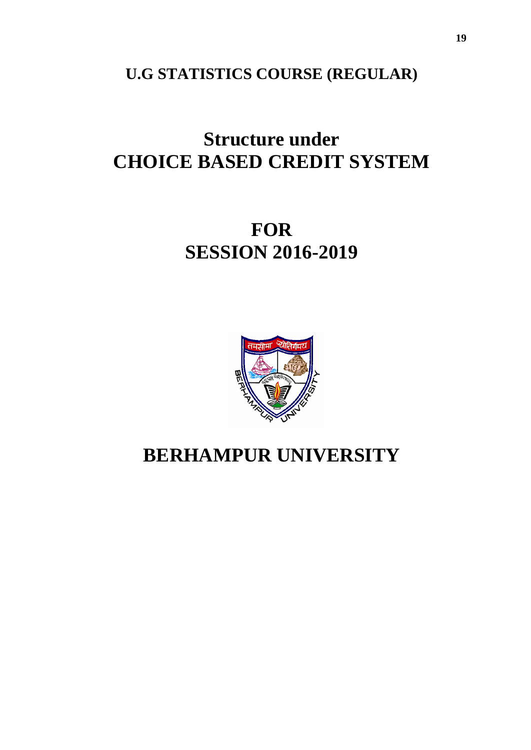## U.G STATISTICS COURSE (REGULAR)

# Structure under CHOICE BASED CREDIT SYSTEM

# FOR SESSION 2016-2019

# BERHAMPUR UNIVERSITY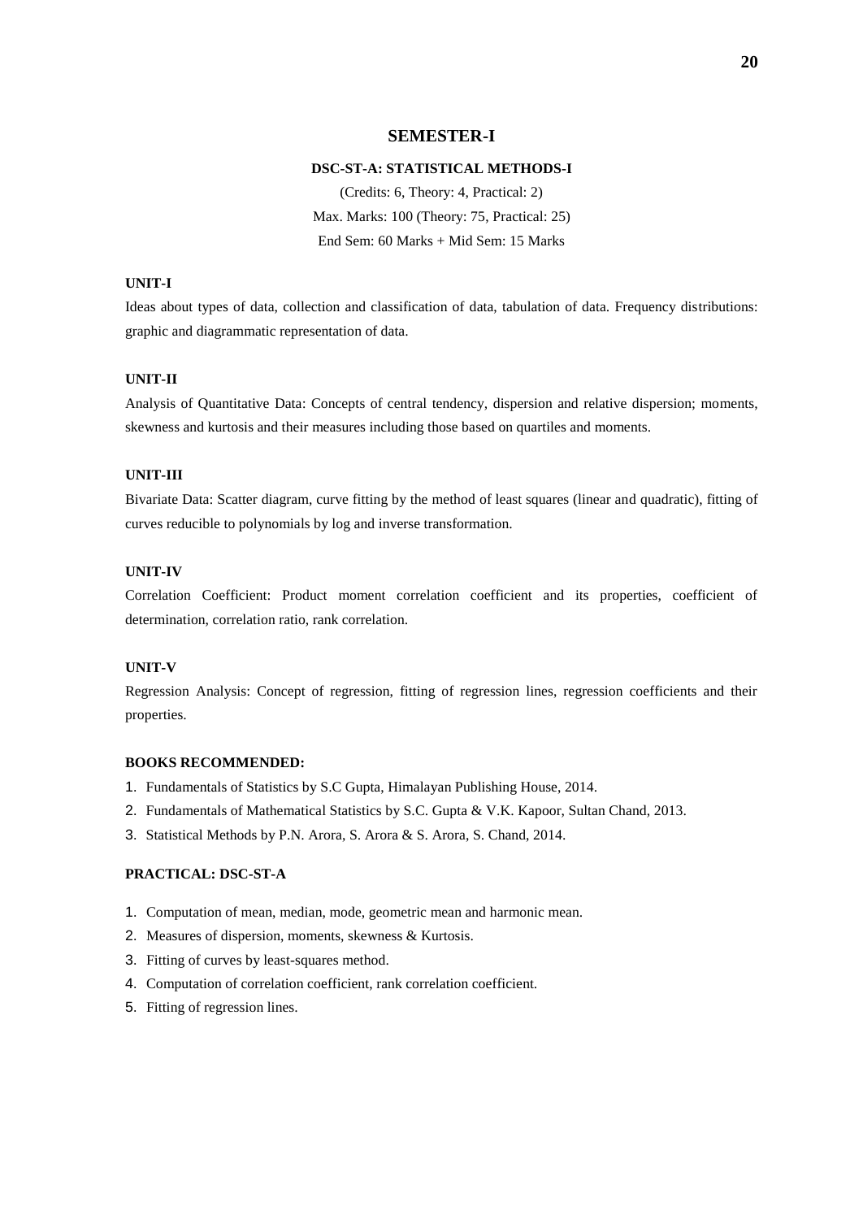## SEMESTER-I

### DSC-ST-A: STATISTICAL METHODS-I

(Credits: 6, Theory: 4, Practical: 2)
Max. Marks: 100 (Theory: 75, Practical: 25)
End Sem: 60 Marks + Mid Sem: 15 Marks

**UNIT-I**

Ideas about types of data, collection and classification of data, tabulation of data. Frequency distributions: graphic and diagrammatic representation of data.

**UNIT-II**

Analysis of Quantitative Data: Concepts of central tendency, dispersion and relative dispersion; moments, skewness and kurtosis and their measures including those based on quartiles and moments.

**UNIT-III**

Bivariate Data: Scatter diagram, curve fitting by the method of least squares (linear and quadratic), fitting of curves reducible to polynomials by log and inverse transformation.

**UNIT-IV**

Correlation Coefficient: Product moment correlation coefficient and its properties, coefficient of determination, correlation ratio, rank correlation.

**UNIT-V**

Regression Analysis: Concept of regression, fitting of regression lines, regression coefficients and their properties.

**BOOKS RECOMMENDED:**

1. Fundamentals of Statistics by S.C Gupta, Himalayan Publishing House, 2014.
2. Fundamentals of Mathematical Statistics by S.C. Gupta & V.K. Kapoor, Sultan Chand, 2013.
3. Statistical Methods by P.N. Arora, S. Arora & S. Arora, S. Chand, 2014.

**PRACTICAL: DSC-ST-A**

1. Computation of mean, median, mode, geometric mean and harmonic mean.
2. Measures of dispersion, moments, skewness & Kurtosis.
3. Fitting of curves by least-squares method.
4. Computation of correlation coefficient, rank correlation coefficient.
5. Fitting of regression lines.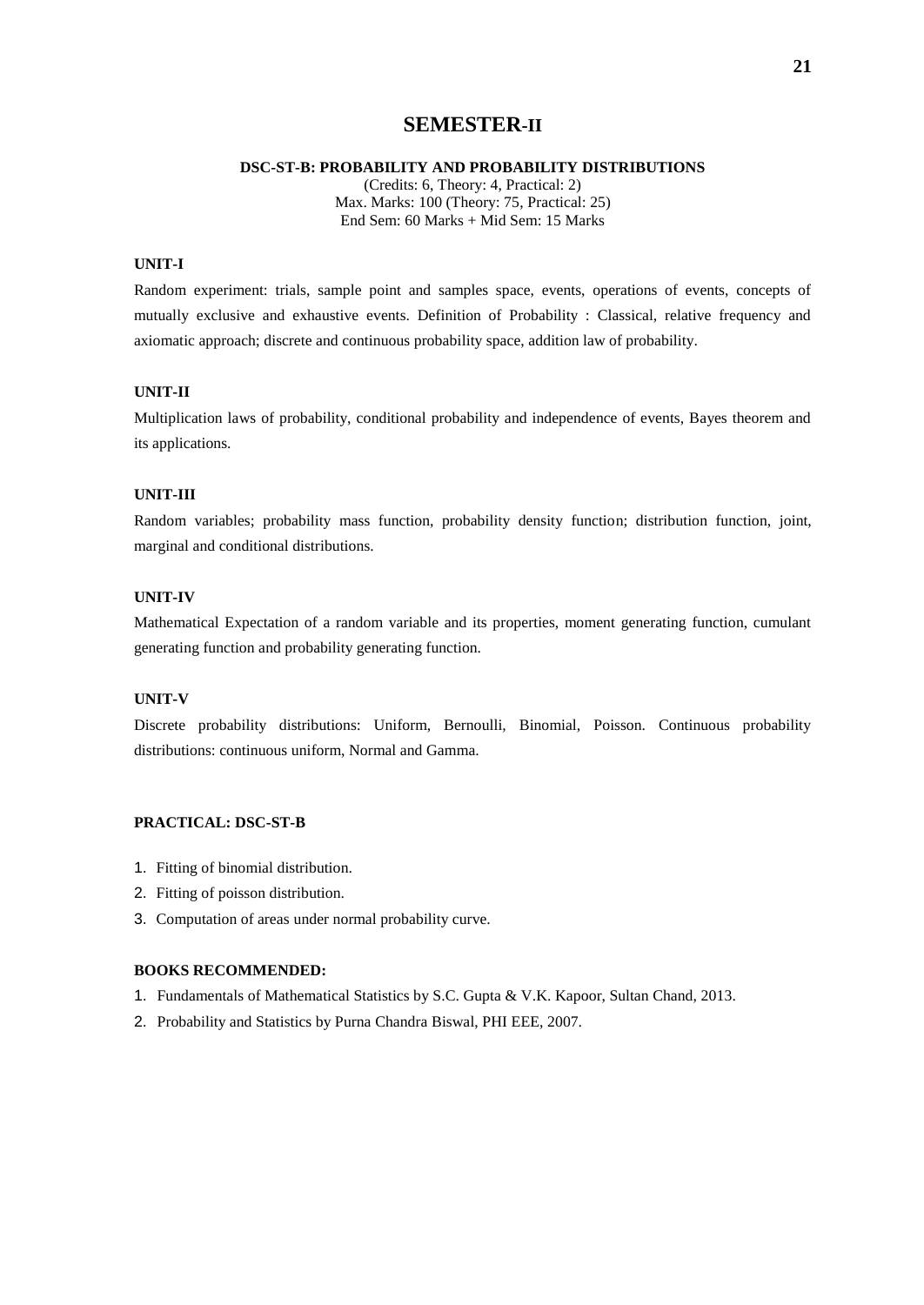# SEMESTER-II

**DSC-ST-B: PROBABILITY AND PROBABILITY DISTRIBUTIONS**

(Credits: 6, Theory: 4, Practical: 2)
Max. Marks: 100 (Theory: 75, Practical: 25)
End Sem: 60 Marks + Mid Sem: 15 Marks

**UNIT-I**

Random experiment: trials, sample point and samples space, events, operations of events, concepts of mutually exclusive and exhaustive events. Definition of Probability : Classical, relative frequency and axiomatic approach; discrete and continuous probability space, addition law of probability.

**UNIT-II**

Multiplication laws of probability, conditional probability and independence of events, Bayes theorem and its applications.

**UNIT-III**

Random variables; probability mass function, probability density function; distribution function, joint, marginal and conditional distributions.

**UNIT-IV**

Mathematical Expectation of a random variable and its properties, moment generating function, cumulant generating function and probability generating function.

**UNIT-V**

Discrete probability distributions: Uniform, Bernoulli, Binomial, Poisson. Continuous probability distributions: continuous uniform, Normal and Gamma.

**PRACTICAL: DSC-ST-B**

1. Fitting of binomial distribution.
2. Fitting of poisson distribution.
3. Computation of areas under normal probability curve.

**BOOKS RECOMMENDED:**

1. Fundamentals of Mathematical Statistics by S.C. Gupta & V.K. Kapoor, Sultan Chand, 2013.
2. Probability and Statistics by Purna Chandra Biswal, PHI EEE, 2007.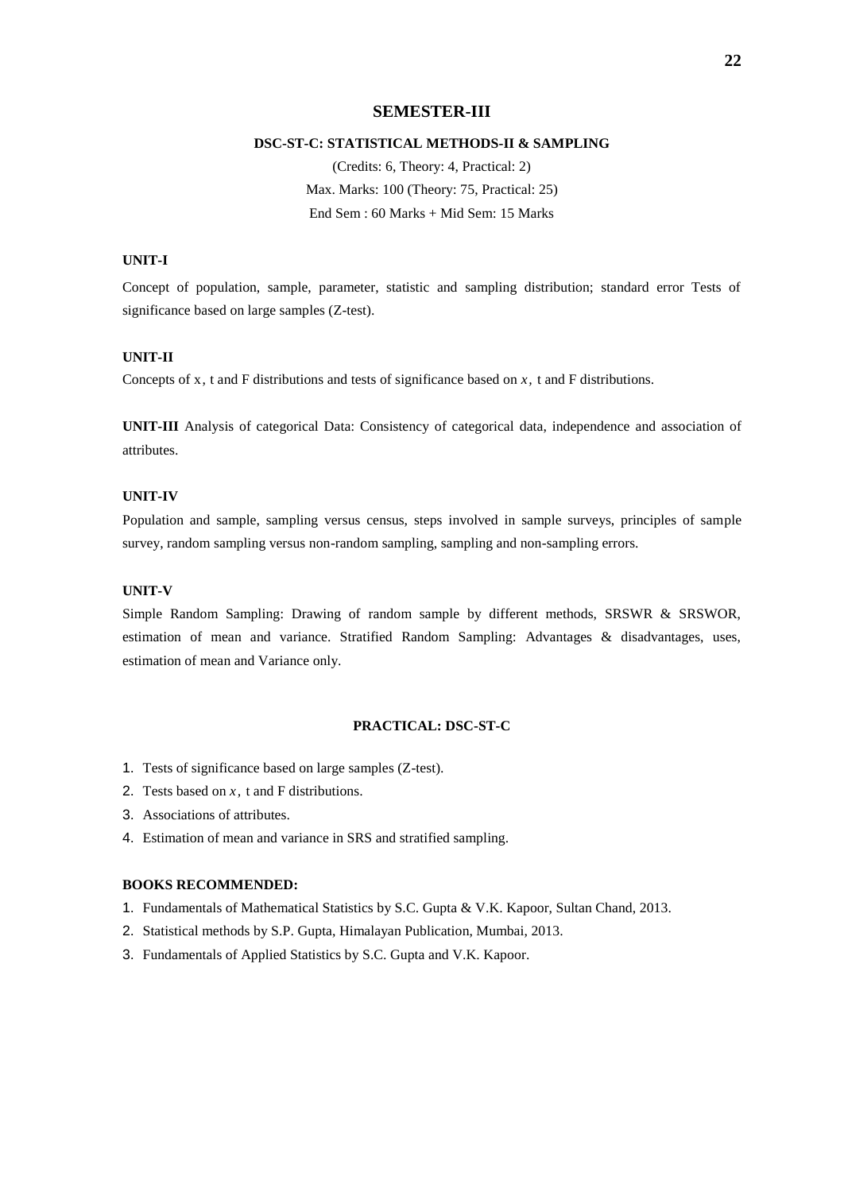# SEMESTER-III

## DSC-ST-C: STATISTICAL METHODS-II & SAMPLING

(Credits: 6, Theory: 4, Practical: 2)
Max. Marks: 100 (Theory: 75, Practical: 25)
End Sem : 60 Marks + Mid Sem: 15 Marks

**UNIT-I**

Concept of population, sample, parameter, statistic and sampling distribution; standard error Tests of significance based on large samples (Z-test).

**UNIT-II**

Concepts of x, t and F distributions and tests of significance based on $x$, t and F distributions.

**UNIT-III** Analysis of categorical Data: Consistency of categorical data, independence and association of attributes.

**UNIT-IV**

Population and sample, sampling versus census, steps involved in sample surveys, principles of sample survey, random sampling versus non-random sampling, sampling and non-sampling errors.

**UNIT-V**

Simple Random Sampling: Drawing of random sample by different methods, SRSWR & SRSWOR, estimation of mean and variance. Stratified Random Sampling: Advantages & disadvantages, uses, estimation of mean and Variance only.

**PRACTICAL: DSC-ST-C**

1. Tests of significance based on large samples (Z-test).
2. Tests based on $x$, t and F distributions.
3. Associations of attributes.
4. Estimation of mean and variance in SRS and stratified sampling.

**BOOKS RECOMMENDED:**

1. Fundamentals of Mathematical Statistics by S.C. Gupta & V.K. Kapoor, Sultan Chand, 2013.
2. Statistical methods by S.P. Gupta, Himalayan Publication, Mumbai, 2013.
3. Fundamentals of Applied Statistics by S.C. Gupta and V.K. Kapoor.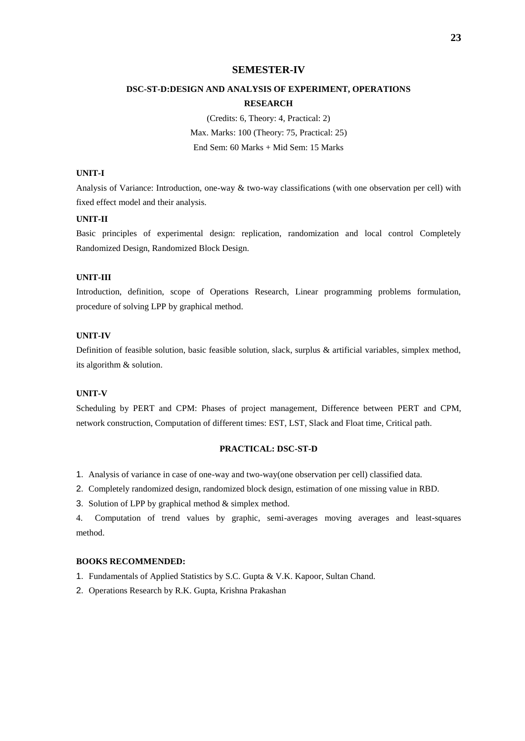# SEMESTER-IV

## DSC-ST-D:DESIGN AND ANALYSIS OF EXPERIMENT, OPERATIONS RESEARCH

(Credits: 6, Theory: 4, Practical: 2)

Max. Marks: 100 (Theory: 75, Practical: 25)

End Sem: 60 Marks + Mid Sem: 15 Marks

**UNIT-I**

Analysis of Variance: Introduction, one-way & two-way classifications (with one observation per cell) with fixed effect model and their analysis.

**UNIT-II**

Basic principles of experimental design: replication, randomization and local control Completely Randomized Design, Randomized Block Design.

**UNIT-III**

Introduction, definition, scope of Operations Research, Linear programming problems formulation, procedure of solving LPP by graphical method.

**UNIT-IV**

Definition of feasible solution, basic feasible solution, slack, surplus & artificial variables, simplex method, its algorithm & solution.

**UNIT-V**

Scheduling by PERT and CPM: Phases of project management, Difference between PERT and CPM, network construction, Computation of different times: EST, LST, Slack and Float time, Critical path.

### PRACTICAL: DSC-ST-D

1. Analysis of variance in case of one-way and two-way(one observation per cell) classified data.
2. Completely randomized design, randomized block design, estimation of one missing value in RBD.
3. Solution of LPP by graphical method & simplex method.
4. Computation of trend values by graphic, semi-averages moving averages and least-squares method.

**BOOKS RECOMMENDED:**

1. Fundamentals of Applied Statistics by S.C. Gupta & V.K. Kapoor, Sultan Chand.
2. Operations Research by R.K. Gupta, Krishna Prakashan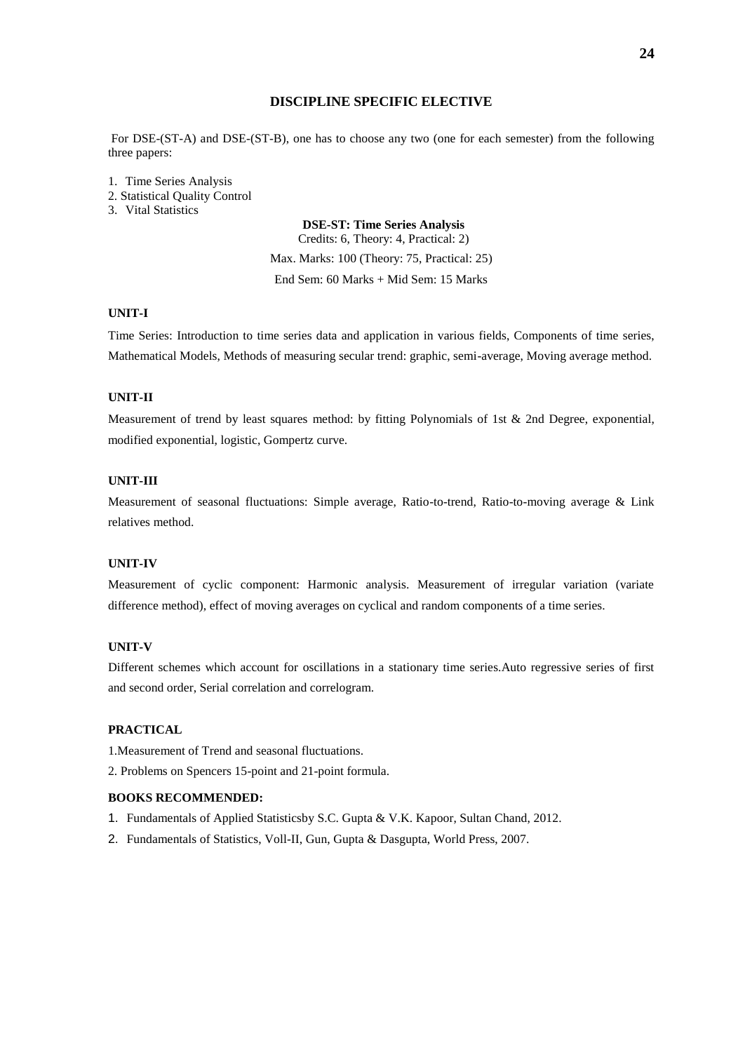## DISCIPLINE SPECIFIC ELECTIVE

For DSE-(ST-A) and DSE-(ST-B), one has to choose any two (one for each semester) from the following three papers:

1. Time Series Analysis
2. Statistical Quality Control
3. Vital Statistics

### DSE-ST: Time Series Analysis

Credits: 6, Theory: 4, Practical: 2)

Max. Marks: 100 (Theory: 75, Practical: 25)

End Sem: 60 Marks + Mid Sem: 15 Marks

**UNIT-I**

Time Series: Introduction to time series data and application in various fields, Components of time series, Mathematical Models, Methods of measuring secular trend: graphic, semi-average, Moving average method.

**UNIT-II**

Measurement of trend by least squares method: by fitting Polynomials of 1st & 2nd Degree, exponential, modified exponential, logistic, Gompertz curve.

**UNIT-III**

Measurement of seasonal fluctuations: Simple average, Ratio-to-trend, Ratio-to-moving average & Link relatives method.

**UNIT-IV**

Measurement of cyclic component: Harmonic analysis. Measurement of irregular variation (variate difference method), effect of moving averages on cyclical and random components of a time series.

**UNIT-V**

Different schemes which account for oscillations in a stationary time series.Auto regressive series of first and second order, Serial correlation and correlogram.

**PRACTICAL**

1.Measurement of Trend and seasonal fluctuations.

2. Problems on Spencers 15-point and 21-point formula.

**BOOKS RECOMMENDED:**

1. Fundamentals of Applied Statisticsby S.C. Gupta & V.K. Kapoor, Sultan Chand, 2012.
2. Fundamentals of Statistics, Voll-II, Gun, Gupta & Dasgupta, World Press, 2007.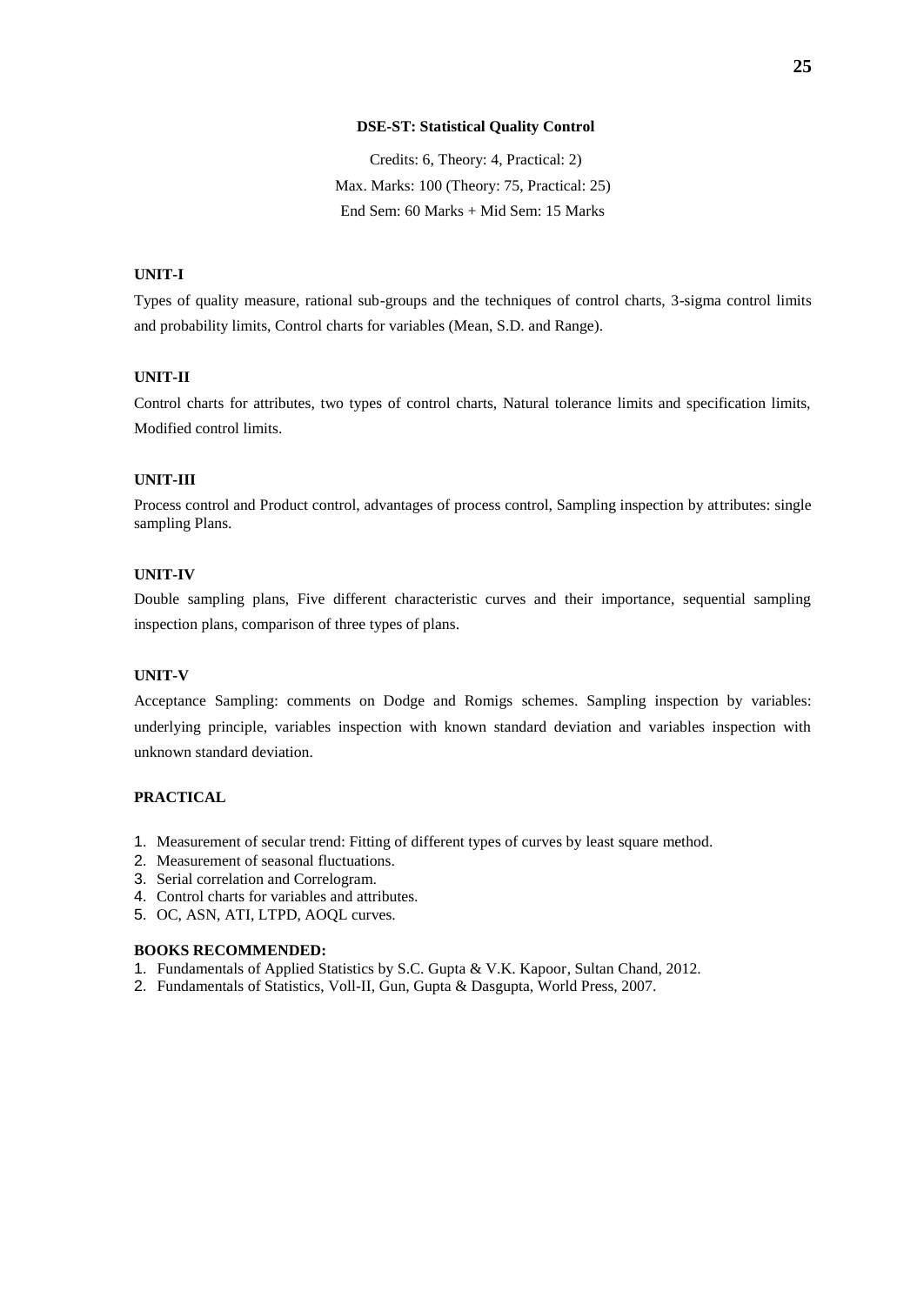## DSE-ST: Statistical Quality Control

Credits: 6, Theory: 4, Practical: 2)
Max. Marks: 100 (Theory: 75, Practical: 25)
End Sem: 60 Marks + Mid Sem: 15 Marks

### UNIT-I

Types of quality measure, rational sub-groups and the techniques of control charts, 3-sigma control limits and probability limits, Control charts for variables (Mean, S.D. and Range).

### UNIT-II

Control charts for attributes, two types of control charts, Natural tolerance limits and specification limits, Modified control limits.

### UNIT-III

Process control and Product control, advantages of process control, Sampling inspection by attributes: single sampling Plans.

### UNIT-IV

Double sampling plans, Five different characteristic curves and their importance, sequential sampling inspection plans, comparison of three types of plans.

### UNIT-V

Acceptance Sampling: comments on Dodge and Romigs schemes. Sampling inspection by variables: underlying principle, variables inspection with known standard deviation and variables inspection with unknown standard deviation.

### PRACTICAL

1. Measurement of secular trend: Fitting of different types of curves by least square method.
2. Measurement of seasonal fluctuations.
3. Serial correlation and Correlogram.
4. Control charts for variables and attributes.
5. OC, ASN, ATI, LTPD, AOQL curves.

### BOOKS RECOMMENDED:

1. Fundamentals of Applied Statistics by S.C. Gupta & V.K. Kapoor, Sultan Chand, 2012.
2. Fundamentals of Statistics, Voll-II, Gun, Gupta & Dasgupta, World Press, 2007.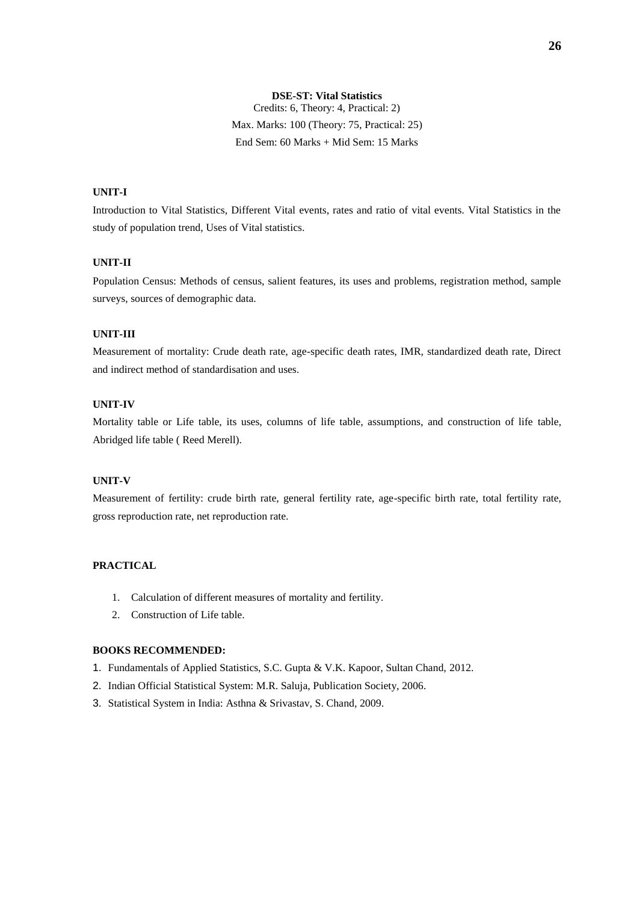## DSE-ST: Vital Statistics

Credits: 6, Theory: 4, Practical: 2)

Max. Marks: 100 (Theory: 75, Practical: 25)

End Sem: 60 Marks + Mid Sem: 15 Marks

### UNIT-I

Introduction to Vital Statistics, Different Vital events, rates and ratio of vital events. Vital Statistics in the study of population trend, Uses of Vital statistics.

### UNIT-II

Population Census: Methods of census, salient features, its uses and problems, registration method, sample surveys, sources of demographic data.

### UNIT-III

Measurement of mortality: Crude death rate, age-specific death rates, IMR, standardized death rate, Direct and indirect method of standardisation and uses.

### UNIT-IV

Mortality table or Life table, its uses, columns of life table, assumptions, and construction of life table, Abridged life table ( Reed Merell).

### UNIT-V

Measurement of fertility: crude birth rate, general fertility rate, age-specific birth rate, total fertility rate, gross reproduction rate, net reproduction rate.

### PRACTICAL

1. Calculation of different measures of mortality and fertility.
2. Construction of Life table.

### BOOKS RECOMMENDED:

1. Fundamentals of Applied Statistics, S.C. Gupta & V.K. Kapoor, Sultan Chand, 2012.
2. Indian Official Statistical System: M.R. Saluja, Publication Society, 2006.
3. Statistical System in India: Asthna & Srivastav, S. Chand, 2009.